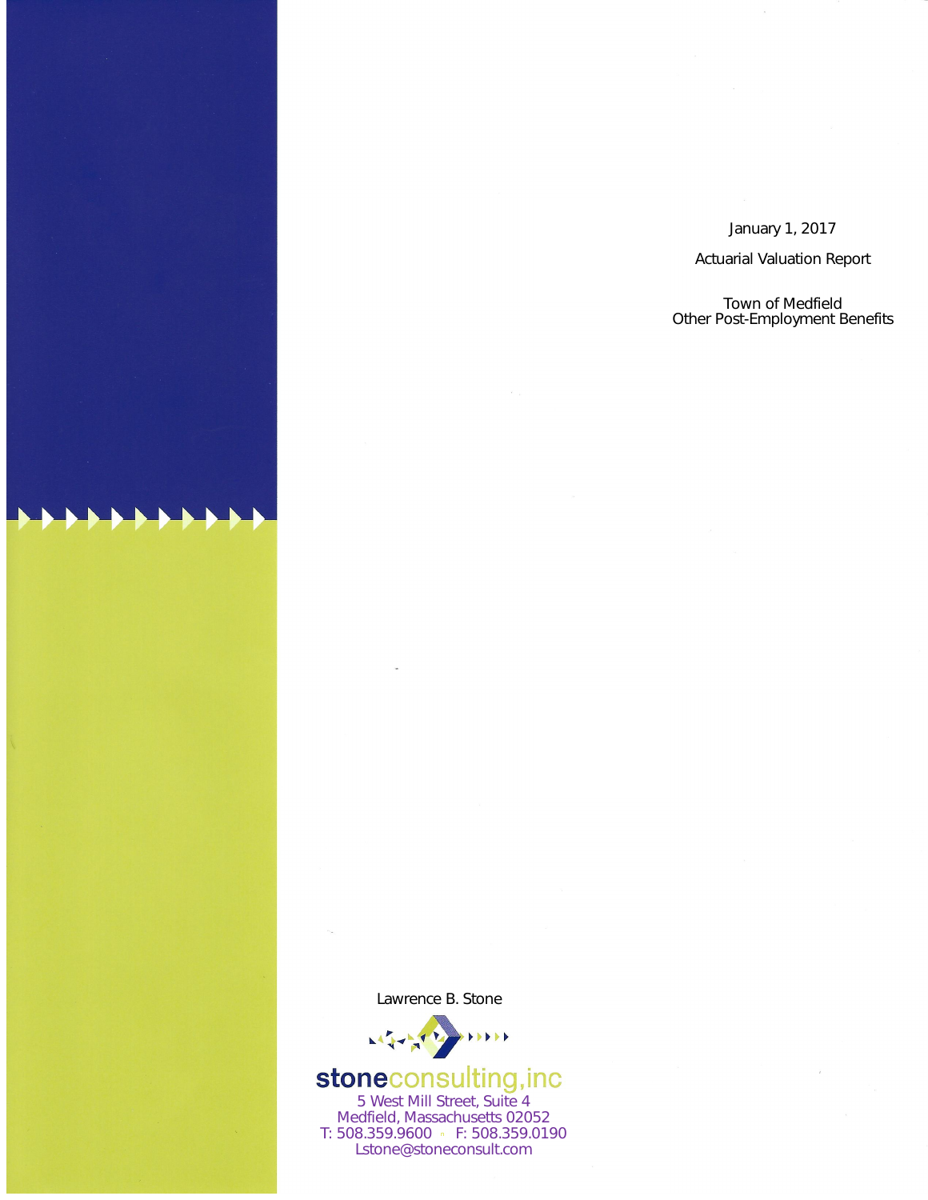January 1, 2017

Actuarial Valuation Report

Town of Medfield
Other Post-Employment Benefits

Lawrence B. Stone

**stone**consulting,inc
5 West Mill Street, Suite 4
Medfield, Massachusetts 02052
T: 508.359.9600 ▪ F: 508.359.0190
Lstone@stoneconsult.com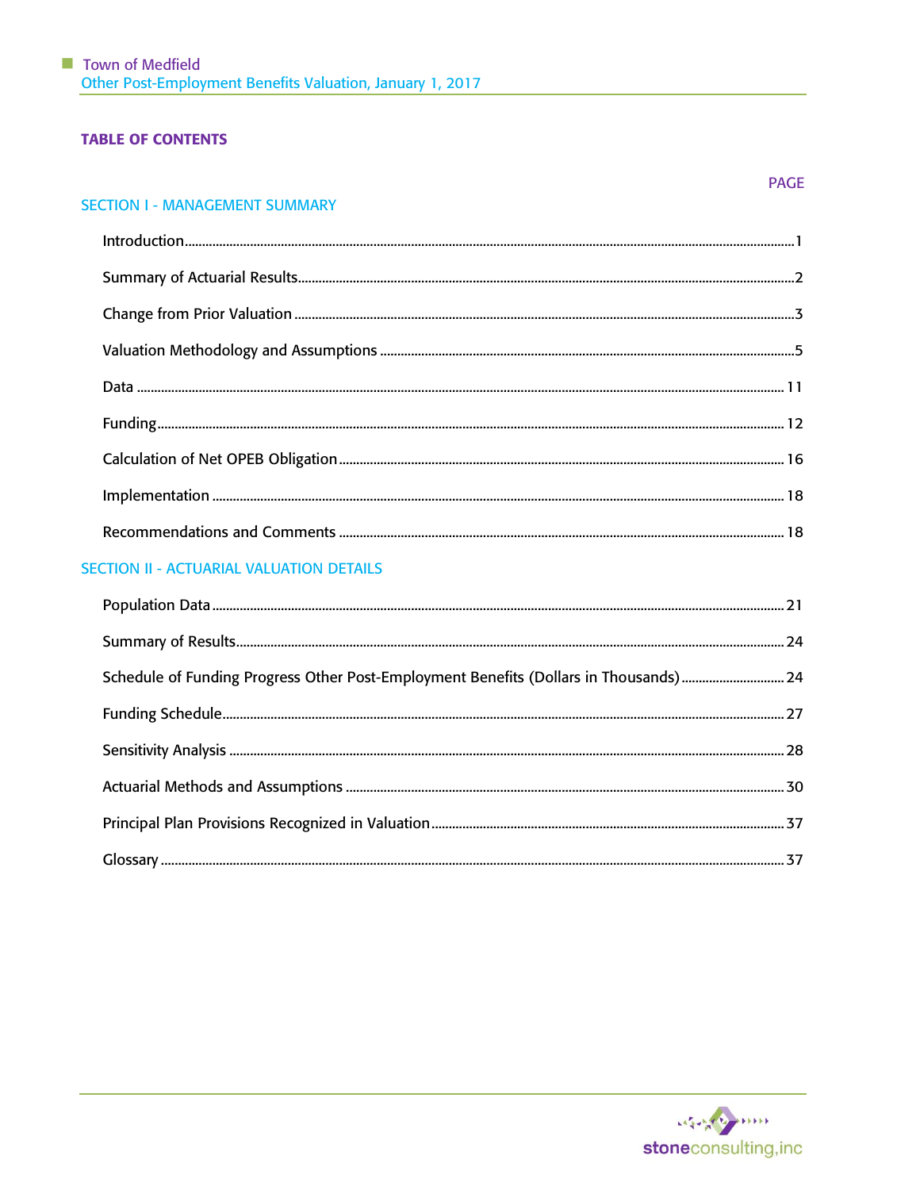## TABLE OF CONTENTS

| | PAGE |
|---|---|
| **SECTION I - MANAGEMENT SUMMARY** | |
| Introduction | 1 |
| Summary of Actuarial Results | 2 |
| Change from Prior Valuation | 3 |
| Valuation Methodology and Assumptions | 5 |
| Data | 11 |
| Funding | 12 |
| Calculation of Net OPEB Obligation | 16 |
| Implementation | 18 |
| Recommendations and Comments | 18 |
| **SECTION II - ACTUARIAL VALUATION DETAILS** | |
| Population Data | 21 |
| Summary of Results | 24 |
| Schedule of Funding Progress Other Post-Employment Benefits (Dollars in Thousands) | 24 |
| Funding Schedule | 27 |
| Sensitivity Analysis | 28 |
| Actuarial Methods and Assumptions | 30 |
| Principal Plan Provisions Recognized in Valuation | 37 |
| Glossary | 37 |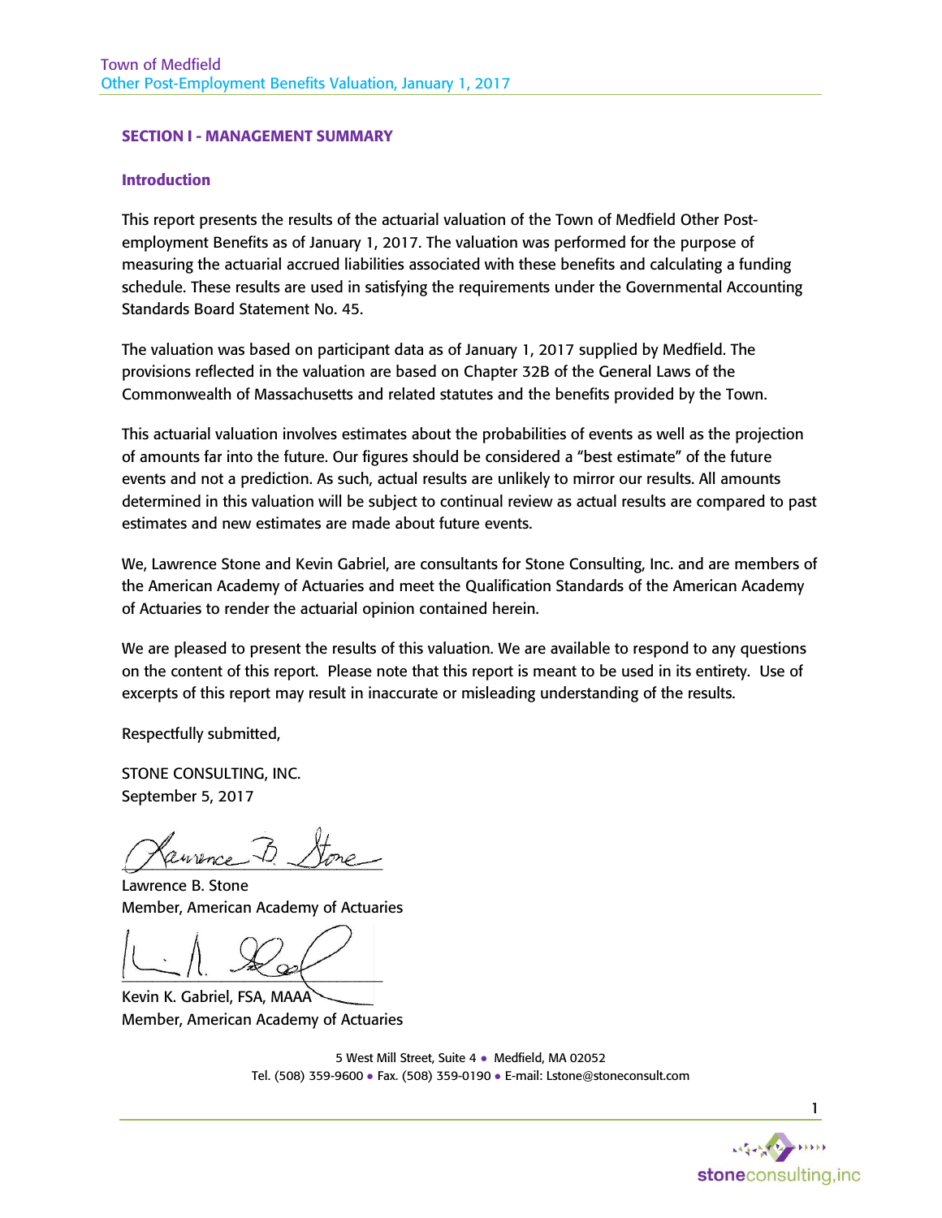## SECTION I - MANAGEMENT SUMMARY

### Introduction

This report presents the results of the actuarial valuation of the Town of Medfield Other Post-employment Benefits as of January 1, 2017. The valuation was performed for the purpose of measuring the actuarial accrued liabilities associated with these benefits and calculating a funding schedule. These results are used in satisfying the requirements under the Governmental Accounting Standards Board Statement No. 45.

The valuation was based on participant data as of January 1, 2017 supplied by Medfield. The provisions reflected in the valuation are based on Chapter 32B of the General Laws of the Commonwealth of Massachusetts and related statutes and the benefits provided by the Town.

This actuarial valuation involves estimates about the probabilities of events as well as the projection of amounts far into the future. Our figures should be considered a "best estimate" of the future events and not a prediction. As such, actual results are unlikely to mirror our results. All amounts determined in this valuation will be subject to continual review as actual results are compared to past estimates and new estimates are made about future events.

We, Lawrence Stone and Kevin Gabriel, are consultants for Stone Consulting, Inc. and are members of the American Academy of Actuaries and meet the Qualification Standards of the American Academy of Actuaries to render the actuarial opinion contained herein.

We are pleased to present the results of this valuation. We are available to respond to any questions on the content of this report. Please note that this report is meant to be used in its entirety. Use of excerpts of this report may result in inaccurate or misleading understanding of the results.

Respectfully submitted,

STONE CONSULTING, INC.
September 5, 2017

Lawrence B. Stone
Member, American Academy of Actuaries

Kevin K. Gabriel, FSA, MAAA
Member, American Academy of Actuaries

5 West Mill Street, Suite 4 • Medfield, MA 02052
Tel. (508) 359-9600 • Fax. (508) 359-0190 • E-mail: Lstone@stoneconsult.com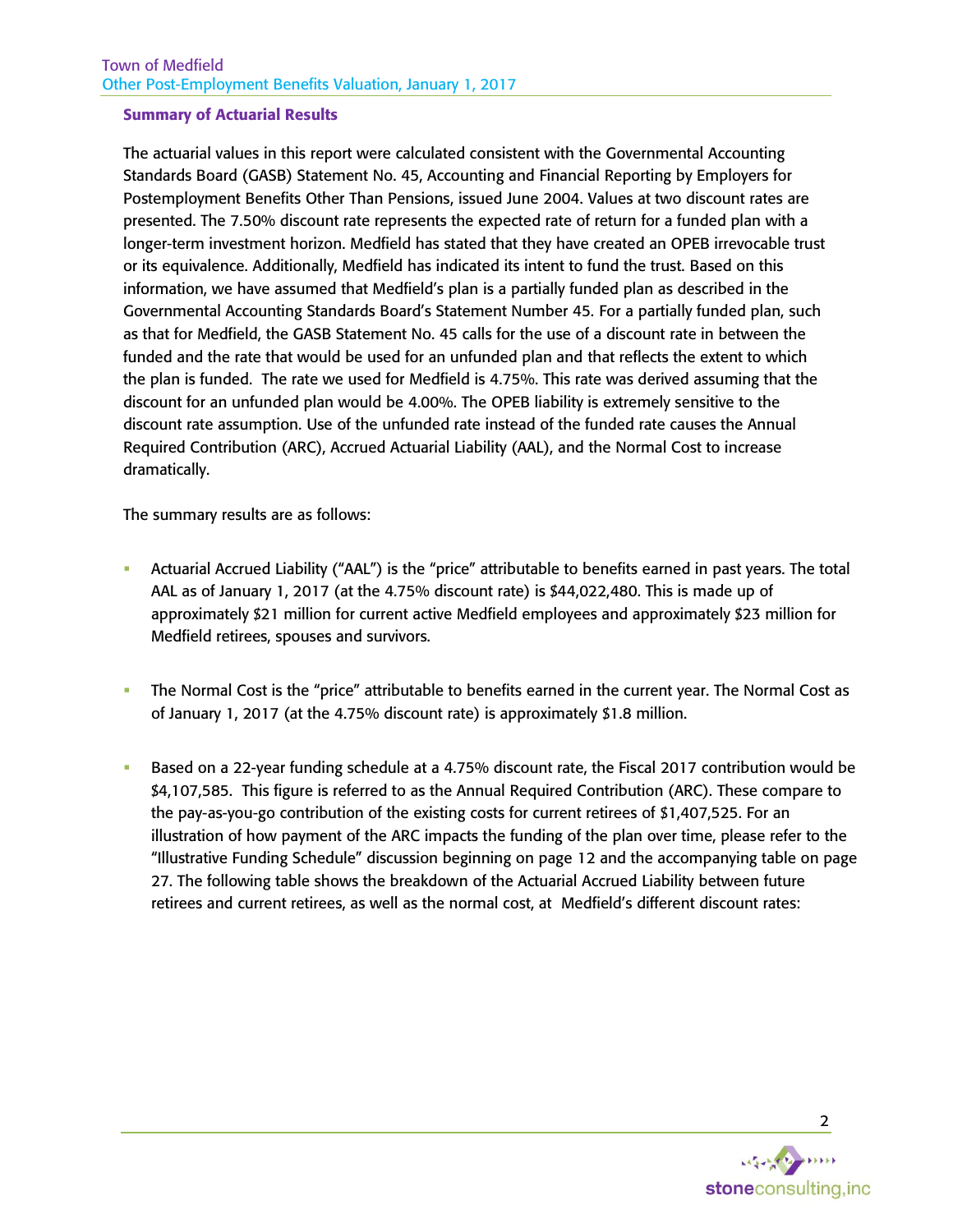## Summary of Actuarial Results

The actuarial values in this report were calculated consistent with the Governmental Accounting Standards Board (GASB) Statement No. 45, Accounting and Financial Reporting by Employers for Postemployment Benefits Other Than Pensions, issued June 2004. Values at two discount rates are presented. The 7.50% discount rate represents the expected rate of return for a funded plan with a longer-term investment horizon. Medfield has stated that they have created an OPEB irrevocable trust or its equivalence. Additionally, Medfield has indicated its intent to fund the trust. Based on this information, we have assumed that Medfield's plan is a partially funded plan as described in the Governmental Accounting Standards Board's Statement Number 45. For a partially funded plan, such as that for Medfield, the GASB Statement No. 45 calls for the use of a discount rate in between the funded and the rate that would be used for an unfunded plan and that reflects the extent to which the plan is funded. The rate we used for Medfield is 4.75%. This rate was derived assuming that the discount for an unfunded plan would be 4.00%. The OPEB liability is extremely sensitive to the discount rate assumption. Use of the unfunded rate instead of the funded rate causes the Annual Required Contribution (ARC), Accrued Actuarial Liability (AAL), and the Normal Cost to increase dramatically.

The summary results are as follows:

- Actuarial Accrued Liability ("AAL") is the "price" attributable to benefits earned in past years. The total AAL as of January 1, 2017 (at the 4.75% discount rate) is $44,022,480. This is made up of approximately $21 million for current active Medfield employees and approximately $23 million for Medfield retirees, spouses and survivors.

- The Normal Cost is the "price" attributable to benefits earned in the current year. The Normal Cost as of January 1, 2017 (at the 4.75% discount rate) is approximately $1.8 million.

- Based on a 22-year funding schedule at a 4.75% discount rate, the Fiscal 2017 contribution would be $4,107,585. This figure is referred to as the Annual Required Contribution (ARC). These compare to the pay-as-you-go contribution of the existing costs for current retirees of $1,407,525. For an illustration of how payment of the ARC impacts the funding of the plan over time, please refer to the "Illustrative Funding Schedule" discussion beginning on page 12 and the accompanying table on page 27. The following table shows the breakdown of the Actuarial Accrued Liability between future retirees and current retirees, as well as the normal cost, at Medfield's different discount rates: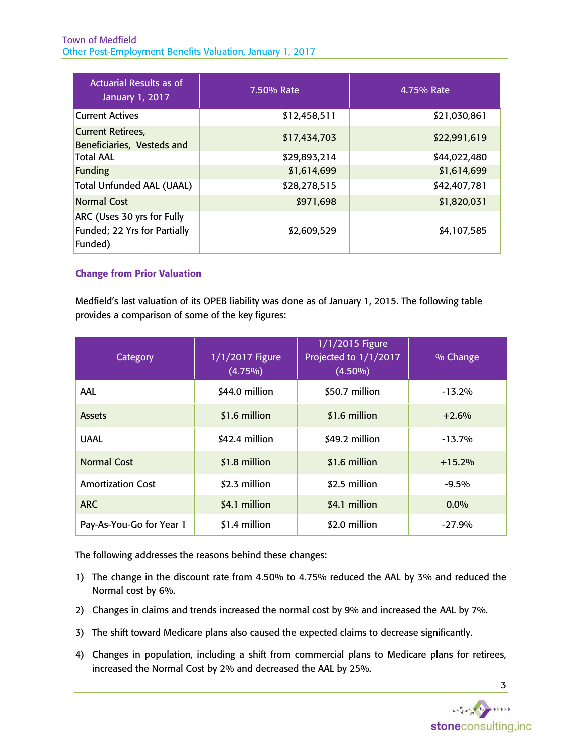| Actuarial Results as of January 1, 2017 | 7.50% Rate | 4.75% Rate |
|---|---|---|
| Current Actives | $12,458,511 | $21,030,861 |
| Current Retirees, Beneficiaries, Vesteds and | $17,434,703 | $22,991,619 |
| Total AAL | $29,893,214 | $44,022,480 |
| Funding | $1,614,699 | $1,614,699 |
| Total Unfunded AAL (UAAL) | $28,278,515 | $42,407,781 |
| Normal Cost | $971,698 | $1,820,031 |
| ARC (Uses 30 yrs for Fully Funded; 22 Yrs for Partially Funded) | $2,609,529 | $4,107,585 |

### Change from Prior Valuation

Medfield's last valuation of its OPEB liability was done as of January 1, 2015. The following table provides a comparison of some of the key figures:

| Category | 1/1/2017 Figure (4.75%) | 1/1/2015 Figure Projected to 1/1/2017 (4.50%) | % Change |
|---|---|---|---|
| AAL | $44.0 million | $50.7 million | -13.2% |
| Assets | $1.6 million | $1.6 million | +2.6% |
| UAAL | $42.4 million | $49.2 million | -13.7% |
| Normal Cost | $1.8 million | $1.6 million | +15.2% |
| Amortization Cost | $2.3 million | $2.5 million | -9.5% |
| ARC | $4.1 million | $4.1 million | 0.0% |
| Pay-As-You-Go for Year 1 | $1.4 million | $2.0 million | -27.9% |

The following addresses the reasons behind these changes:

1) The change in the discount rate from 4.50% to 4.75% reduced the AAL by 3% and reduced the Normal cost by 6%.
2) Changes in claims and trends increased the normal cost by 9% and increased the AAL by 7%.
3) The shift toward Medicare plans also caused the expected claims to decrease significantly.
4) Changes in population, including a shift from commercial plans to Medicare plans for retirees, increased the Normal Cost by 2% and decreased the AAL by 25%.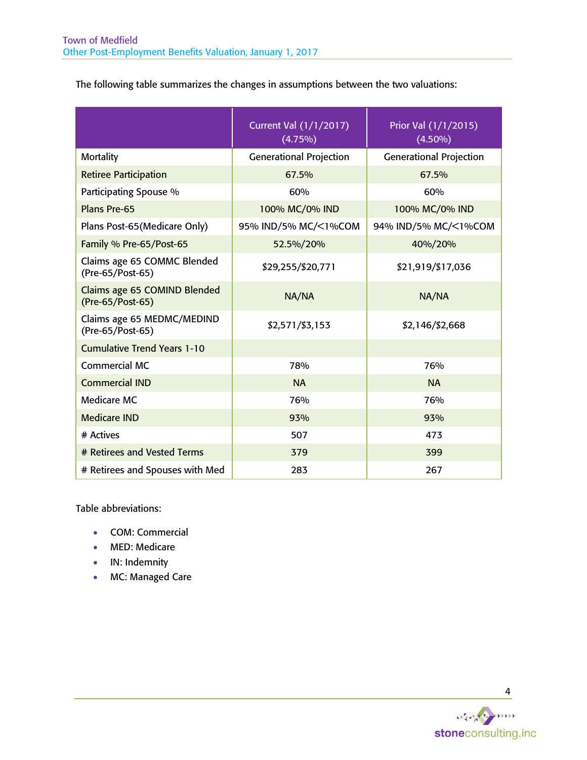The following table summarizes the changes in assumptions between the two valuations:

| | Current Val (1/1/2017) (4.75%) | Prior Val (1/1/2015) (4.50%) |
|---|---|---|
| Mortality | Generational Projection | Generational Projection |
| Retiree Participation | 67.5% | 67.5% |
| Participating Spouse % | 60% | 60% |
| Plans Pre-65 | 100% MC/0% IND | 100% MC/0% IND |
| Plans Post-65(Medicare Only) | 95% IND/5% MC/<1%COM | 94% IND/5% MC/<1%COM |
| Family % Pre-65/Post-65 | 52.5%/20% | 40%/20% |
| Claims age 65 COMMC Blended (Pre-65/Post-65) | $29,255/$20,771 | $21,919/$17,036 |
| Claims age 65 COMIND Blended (Pre-65/Post-65) | NA/NA | NA/NA |
| Claims age 65 MEDMC/MEDIND (Pre-65/Post-65) | $2,571/$3,153 | $2,146/$2,668 |
| Cumulative Trend Years 1-10 | | |
| Commercial MC | 78% | 76% |
| Commercial IND | NA | NA |
| Medicare MC | 76% | 76% |
| Medicare IND | 93% | 93% |
| # Actives | 507 | 473 |
| # Retirees and Vested Terms | 379 | 399 |
| # Retirees and Spouses with Med | 283 | 267 |

Table abbreviations:

- COM: Commercial
- MED: Medicare
- IN: Indemnity
- MC: Managed Care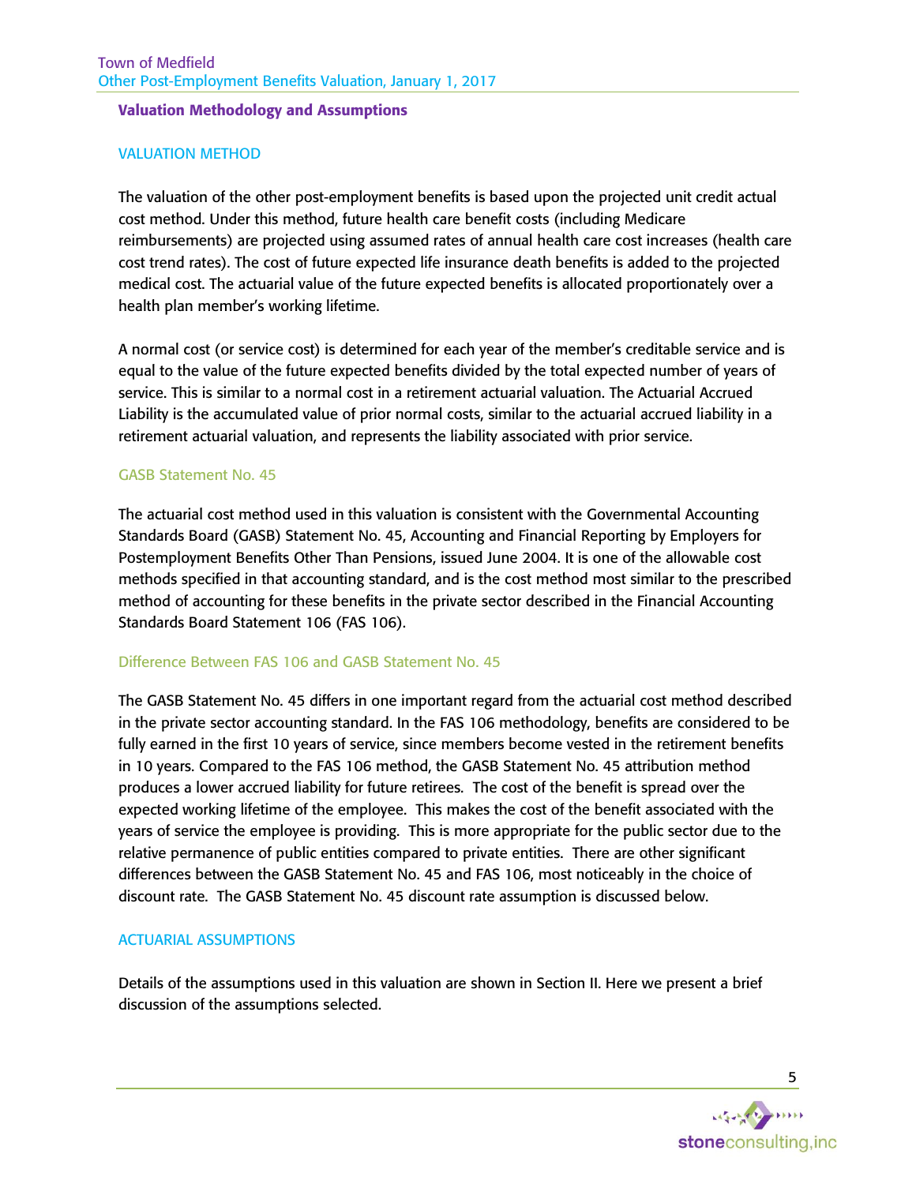## Valuation Methodology and Assumptions

### VALUATION METHOD

The valuation of the other post-employment benefits is based upon the projected unit credit actual cost method. Under this method, future health care benefit costs (including Medicare reimbursements) are projected using assumed rates of annual health care cost increases (health care cost trend rates). The cost of future expected life insurance death benefits is added to the projected medical cost. The actuarial value of the future expected benefits is allocated proportionately over a health plan member's working lifetime.

A normal cost (or service cost) is determined for each year of the member's creditable service and is equal to the value of the future expected benefits divided by the total expected number of years of service. This is similar to a normal cost in a retirement actuarial valuation. The Actuarial Accrued Liability is the accumulated value of prior normal costs, similar to the actuarial accrued liability in a retirement actuarial valuation, and represents the liability associated with prior service.

#### GASB Statement No. 45

The actuarial cost method used in this valuation is consistent with the Governmental Accounting Standards Board (GASB) Statement No. 45, Accounting and Financial Reporting by Employers for Postemployment Benefits Other Than Pensions, issued June 2004. It is one of the allowable cost methods specified in that accounting standard, and is the cost method most similar to the prescribed method of accounting for these benefits in the private sector described in the Financial Accounting Standards Board Statement 106 (FAS 106).

#### Difference Between FAS 106 and GASB Statement No. 45

The GASB Statement No. 45 differs in one important regard from the actuarial cost method described in the private sector accounting standard. In the FAS 106 methodology, benefits are considered to be fully earned in the first 10 years of service, since members become vested in the retirement benefits in 10 years. Compared to the FAS 106 method, the GASB Statement No. 45 attribution method produces a lower accrued liability for future retirees. The cost of the benefit is spread over the expected working lifetime of the employee. This makes the cost of the benefit associated with the years of service the employee is providing. This is more appropriate for the public sector due to the relative permanence of public entities compared to private entities. There are other significant differences between the GASB Statement No. 45 and FAS 106, most noticeably in the choice of discount rate. The GASB Statement No. 45 discount rate assumption is discussed below.

### ACTUARIAL ASSUMPTIONS

Details of the assumptions used in this valuation are shown in Section II. Here we present a brief discussion of the assumptions selected.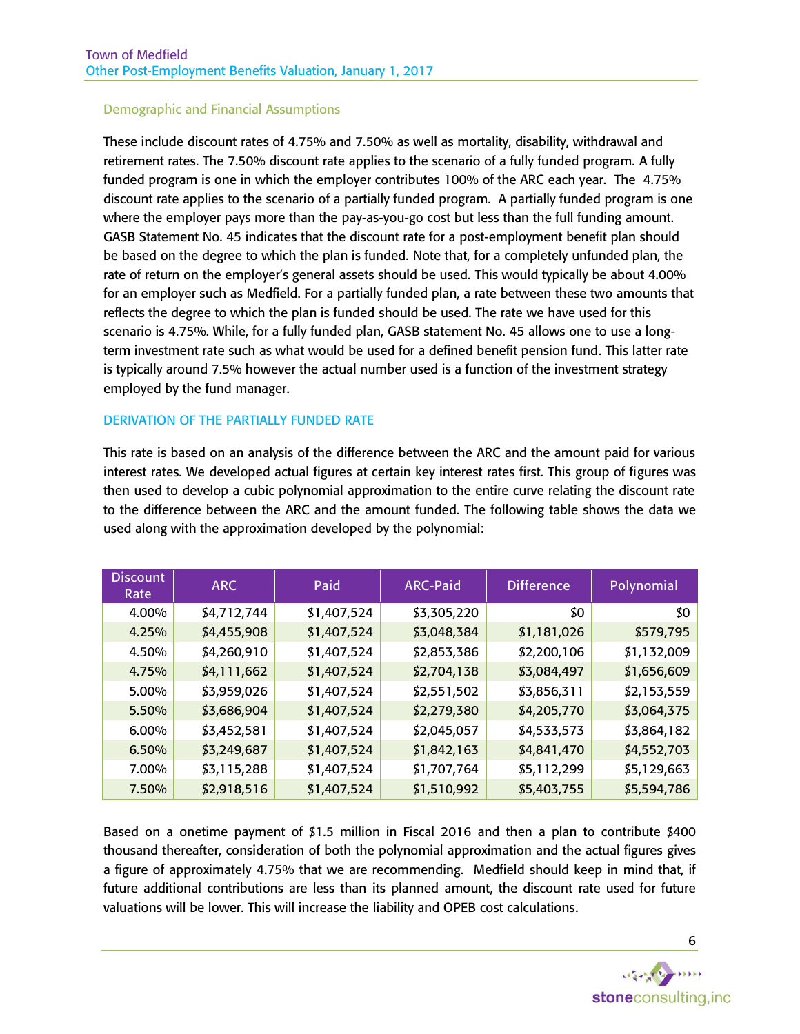### Demographic and Financial Assumptions

These include discount rates of 4.75% and 7.50% as well as mortality, disability, withdrawal and retirement rates. The 7.50% discount rate applies to the scenario of a fully funded program. A fully funded program is one in which the employer contributes 100% of the ARC each year. The 4.75% discount rate applies to the scenario of a partially funded program. A partially funded program is one where the employer pays more than the pay-as-you-go cost but less than the full funding amount. GASB Statement No. 45 indicates that the discount rate for a post-employment benefit plan should be based on the degree to which the plan is funded. Note that, for a completely unfunded plan, the rate of return on the employer's general assets should be used. This would typically be about 4.00% for an employer such as Medfield. For a partially funded plan, a rate between these two amounts that reflects the degree to which the plan is funded should be used. The rate we have used for this scenario is 4.75%. While, for a fully funded plan, GASB statement No. 45 allows one to use a long-term investment rate such as what would be used for a defined benefit pension fund. This latter rate is typically around 7.5% however the actual number used is a function of the investment strategy employed by the fund manager.

### DERIVATION OF THE PARTIALLY FUNDED RATE

This rate is based on an analysis of the difference between the ARC and the amount paid for various interest rates. We developed actual figures at certain key interest rates first. This group of figures was then used to develop a cubic polynomial approximation to the entire curve relating the discount rate to the difference between the ARC and the amount funded. The following table shows the data we used along with the approximation developed by the polynomial:

| Discount Rate | ARC | Paid | ARC-Paid | Difference | Polynomial |
|---|---|---|---|---|---|
| 4.00% | $4,712,744 | $1,407,524 | $3,305,220 | $0 | $0 |
| 4.25% | $4,455,908 | $1,407,524 | $3,048,384 | $1,181,026 | $579,795 |
| 4.50% | $4,260,910 | $1,407,524 | $2,853,386 | $2,200,106 | $1,132,009 |
| 4.75% | $4,111,662 | $1,407,524 | $2,704,138 | $3,084,497 | $1,656,609 |
| 5.00% | $3,959,026 | $1,407,524 | $2,551,502 | $3,856,311 | $2,153,559 |
| 5.50% | $3,686,904 | $1,407,524 | $2,279,380 | $4,205,770 | $3,064,375 |
| 6.00% | $3,452,581 | $1,407,524 | $2,045,057 | $4,533,573 | $3,864,182 |
| 6.50% | $3,249,687 | $1,407,524 | $1,842,163 | $4,841,470 | $4,552,703 |
| 7.00% | $3,115,288 | $1,407,524 | $1,707,764 | $5,112,299 | $5,129,663 |
| 7.50% | $2,918,516 | $1,407,524 | $1,510,992 | $5,403,755 | $5,594,786 |

Based on a onetime payment of $1.5 million in Fiscal 2016 and then a plan to contribute $400 thousand thereafter, consideration of both the polynomial approximation and the actual figures gives a figure of approximately 4.75% that we are recommending. Medfield should keep in mind that, if future additional contributions are less than its planned amount, the discount rate used for future valuations will be lower. This will increase the liability and OPEB cost calculations.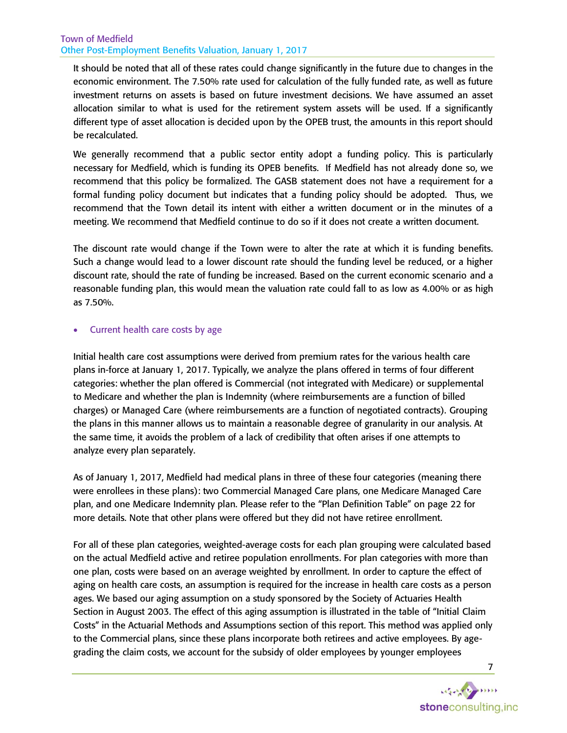It should be noted that all of these rates could change significantly in the future due to changes in the economic environment. The 7.50% rate used for calculation of the fully funded rate, as well as future investment returns on assets is based on future investment decisions. We have assumed an asset allocation similar to what is used for the retirement system assets will be used. If a significantly different type of asset allocation is decided upon by the OPEB trust, the amounts in this report should be recalculated.

We generally recommend that a public sector entity adopt a funding policy. This is particularly necessary for Medfield, which is funding its OPEB benefits. If Medfield has not already done so, we recommend that this policy be formalized. The GASB statement does not have a requirement for a formal funding policy document but indicates that a funding policy should be adopted. Thus, we recommend that the Town detail its intent with either a written document or in the minutes of a meeting. We recommend that Medfield continue to do so if it does not create a written document.

The discount rate would change if the Town were to alter the rate at which it is funding benefits. Such a change would lead to a lower discount rate should the funding level be reduced, or a higher discount rate, should the rate of funding be increased. Based on the current economic scenario and a reasonable funding plan, this would mean the valuation rate could fall to as low as 4.00% or as high as 7.50%.

- Current health care costs by age

Initial health care cost assumptions were derived from premium rates for the various health care plans in-force at January 1, 2017. Typically, we analyze the plans offered in terms of four different categories: whether the plan offered is Commercial (not integrated with Medicare) or supplemental to Medicare and whether the plan is Indemnity (where reimbursements are a function of billed charges) or Managed Care (where reimbursements are a function of negotiated contracts). Grouping the plans in this manner allows us to maintain a reasonable degree of granularity in our analysis. At the same time, it avoids the problem of a lack of credibility that often arises if one attempts to analyze every plan separately.

As of January 1, 2017, Medfield had medical plans in three of these four categories (meaning there were enrollees in these plans): two Commercial Managed Care plans, one Medicare Managed Care plan, and one Medicare Indemnity plan. Please refer to the "Plan Definition Table" on page 22 for more details. Note that other plans were offered but they did not have retiree enrollment.

For all of these plan categories, weighted-average costs for each plan grouping were calculated based on the actual Medfield active and retiree population enrollments. For plan categories with more than one plan, costs were based on an average weighted by enrollment. In order to capture the effect of aging on health care costs, an assumption is required for the increase in health care costs as a person ages. We based our aging assumption on a study sponsored by the Society of Actuaries Health Section in August 2003. The effect of this aging assumption is illustrated in the table of "Initial Claim Costs" in the Actuarial Methods and Assumptions section of this report. This method was applied only to the Commercial plans, since these plans incorporate both retirees and active employees. By age-grading the claim costs, we account for the subsidy of older employees by younger employees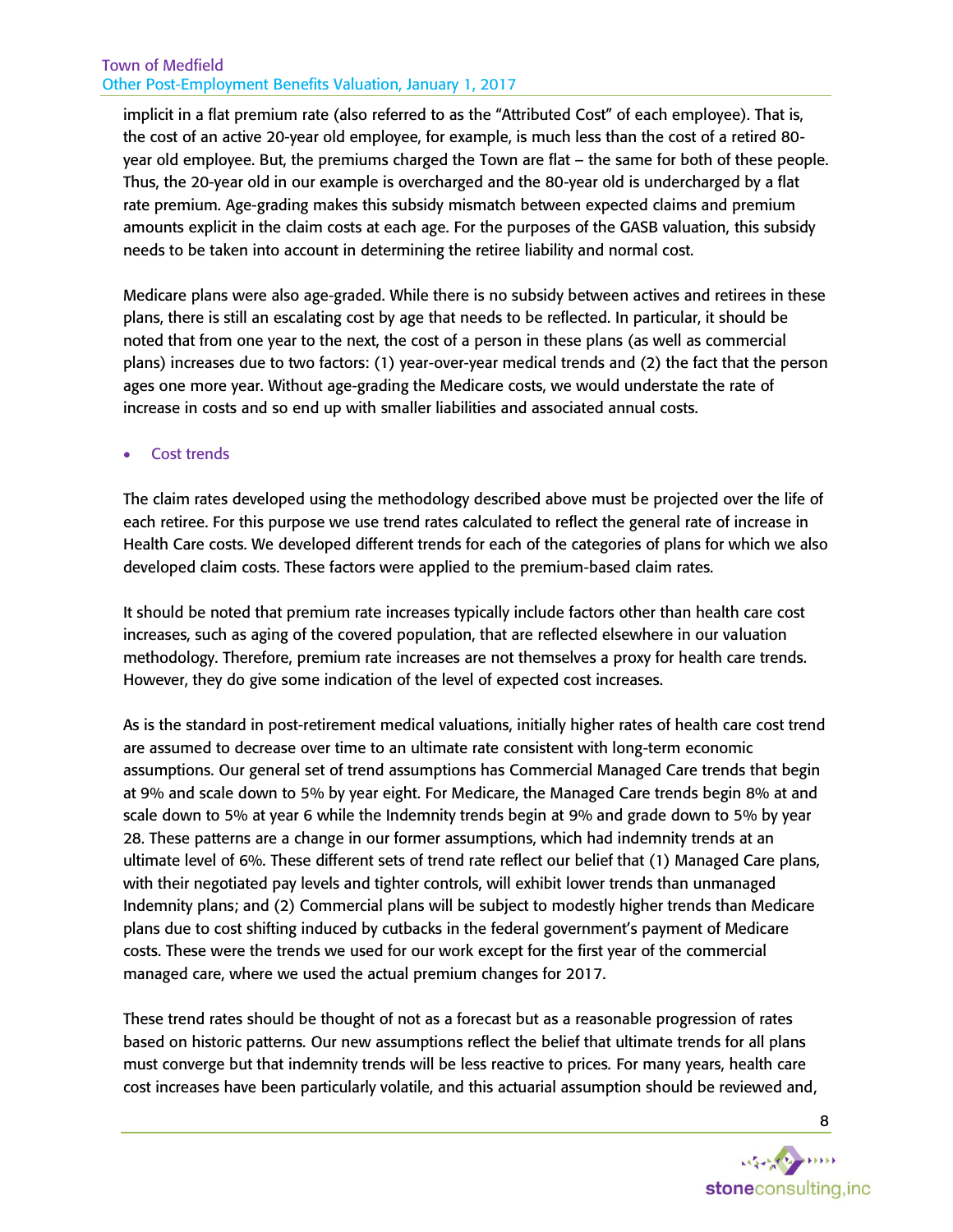implicit in a flat premium rate (also referred to as the "Attributed Cost" of each employee). That is, the cost of an active 20-year old employee, for example, is much less than the cost of a retired 80-year old employee. But, the premiums charged the Town are flat – the same for both of these people. Thus, the 20-year old in our example is overcharged and the 80-year old is undercharged by a flat rate premium. Age-grading makes this subsidy mismatch between expected claims and premium amounts explicit in the claim costs at each age. For the purposes of the GASB valuation, this subsidy needs to be taken into account in determining the retiree liability and normal cost.

Medicare plans were also age-graded. While there is no subsidy between actives and retirees in these plans, there is still an escalating cost by age that needs to be reflected. In particular, it should be noted that from one year to the next, the cost of a person in these plans (as well as commercial plans) increases due to two factors: (1) year-over-year medical trends and (2) the fact that the person ages one more year. Without age-grading the Medicare costs, we would understate the rate of increase in costs and so end up with smaller liabilities and associated annual costs.

- Cost trends

The claim rates developed using the methodology described above must be projected over the life of each retiree. For this purpose we use trend rates calculated to reflect the general rate of increase in Health Care costs. We developed different trends for each of the categories of plans for which we also developed claim costs. These factors were applied to the premium-based claim rates.

It should be noted that premium rate increases typically include factors other than health care cost increases, such as aging of the covered population, that are reflected elsewhere in our valuation methodology. Therefore, premium rate increases are not themselves a proxy for health care trends. However, they do give some indication of the level of expected cost increases.

As is the standard in post-retirement medical valuations, initially higher rates of health care cost trend are assumed to decrease over time to an ultimate rate consistent with long-term economic assumptions. Our general set of trend assumptions has Commercial Managed Care trends that begin at 9% and scale down to 5% by year eight. For Medicare, the Managed Care trends begin 8% at and scale down to 5% at year 6 while the Indemnity trends begin at 9% and grade down to 5% by year 28. These patterns are a change in our former assumptions, which had indemnity trends at an ultimate level of 6%. These different sets of trend rate reflect our belief that (1) Managed Care plans, with their negotiated pay levels and tighter controls, will exhibit lower trends than unmanaged Indemnity plans; and (2) Commercial plans will be subject to modestly higher trends than Medicare plans due to cost shifting induced by cutbacks in the federal government's payment of Medicare costs. These were the trends we used for our work except for the first year of the commercial managed care, where we used the actual premium changes for 2017.

These trend rates should be thought of not as a forecast but as a reasonable progression of rates based on historic patterns. Our new assumptions reflect the belief that ultimate trends for all plans must converge but that indemnity trends will be less reactive to prices. For many years, health care cost increases have been particularly volatile, and this actuarial assumption should be reviewed and,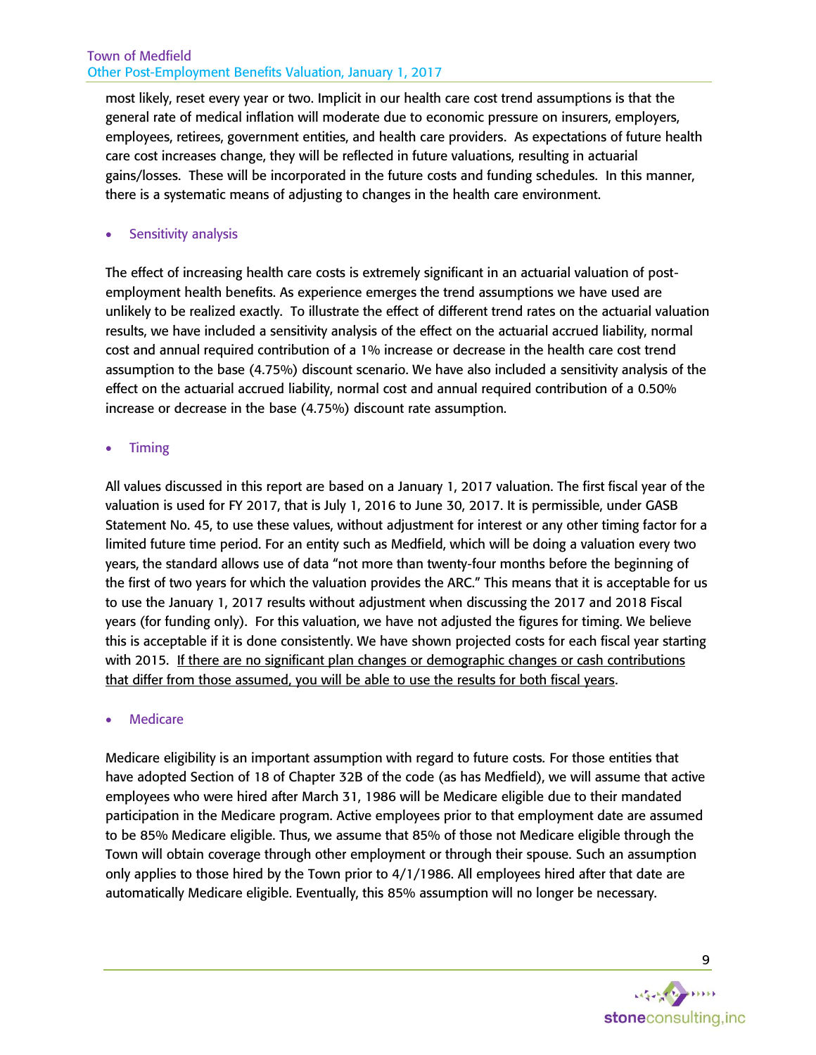most likely, reset every year or two. Implicit in our health care cost trend assumptions is that the general rate of medical inflation will moderate due to economic pressure on insurers, employers, employees, retirees, government entities, and health care providers. As expectations of future health care cost increases change, they will be reflected in future valuations, resulting in actuarial gains/losses. These will be incorporated in the future costs and funding schedules. In this manner, there is a systematic means of adjusting to changes in the health care environment.

- Sensitivity analysis

The effect of increasing health care costs is extremely significant in an actuarial valuation of post-employment health benefits. As experience emerges the trend assumptions we have used are unlikely to be realized exactly. To illustrate the effect of different trend rates on the actuarial valuation results, we have included a sensitivity analysis of the effect on the actuarial accrued liability, normal cost and annual required contribution of a 1% increase or decrease in the health care cost trend assumption to the base (4.75%) discount scenario. We have also included a sensitivity analysis of the effect on the actuarial accrued liability, normal cost and annual required contribution of a 0.50% increase or decrease in the base (4.75%) discount rate assumption.

- Timing

All values discussed in this report are based on a January 1, 2017 valuation. The first fiscal year of the valuation is used for FY 2017, that is July 1, 2016 to June 30, 2017. It is permissible, under GASB Statement No. 45, to use these values, without adjustment for interest or any other timing factor for a limited future time period. For an entity such as Medfield, which will be doing a valuation every two years, the standard allows use of data "not more than twenty-four months before the beginning of the first of two years for which the valuation provides the ARC." This means that it is acceptable for us to use the January 1, 2017 results without adjustment when discussing the 2017 and 2018 Fiscal years (for funding only). For this valuation, we have not adjusted the figures for timing. We believe this is acceptable if it is done consistently. We have shown projected costs for each fiscal year starting with 2015. <u>If there are no significant plan changes or demographic changes or cash contributions that differ from those assumed, you will be able to use the results for both fiscal years</u>.

- Medicare

Medicare eligibility is an important assumption with regard to future costs. For those entities that have adopted Section of 18 of Chapter 32B of the code (as has Medfield), we will assume that active employees who were hired after March 31, 1986 will be Medicare eligible due to their mandated participation in the Medicare program. Active employees prior to that employment date are assumed to be 85% Medicare eligible. Thus, we assume that 85% of those not Medicare eligible through the Town will obtain coverage through other employment or through their spouse. Such an assumption only applies to those hired by the Town prior to 4/1/1986. All employees hired after that date are automatically Medicare eligible. Eventually, this 85% assumption will no longer be necessary.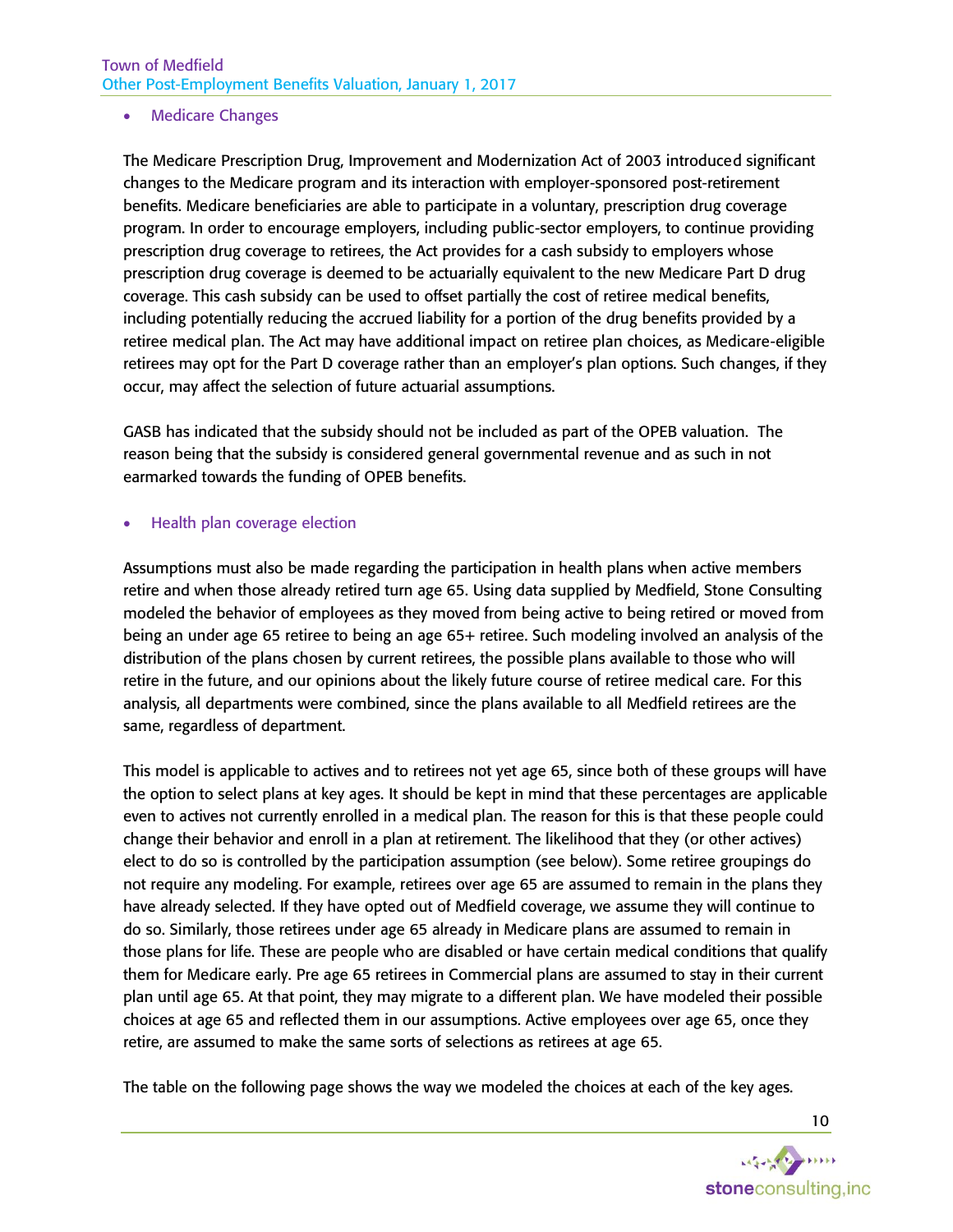- Medicare Changes

The Medicare Prescription Drug, Improvement and Modernization Act of 2003 introduced significant changes to the Medicare program and its interaction with employer-sponsored post-retirement benefits. Medicare beneficiaries are able to participate in a voluntary, prescription drug coverage program. In order to encourage employers, including public-sector employers, to continue providing prescription drug coverage to retirees, the Act provides for a cash subsidy to employers whose prescription drug coverage is deemed to be actuarially equivalent to the new Medicare Part D drug coverage. This cash subsidy can be used to offset partially the cost of retiree medical benefits, including potentially reducing the accrued liability for a portion of the drug benefits provided by a retiree medical plan. The Act may have additional impact on retiree plan choices, as Medicare-eligible retirees may opt for the Part D coverage rather than an employer's plan options. Such changes, if they occur, may affect the selection of future actuarial assumptions.

GASB has indicated that the subsidy should not be included as part of the OPEB valuation. The reason being that the subsidy is considered general governmental revenue and as such in not earmarked towards the funding of OPEB benefits.

- Health plan coverage election

Assumptions must also be made regarding the participation in health plans when active members retire and when those already retired turn age 65. Using data supplied by Medfield, Stone Consulting modeled the behavior of employees as they moved from being active to being retired or moved from being an under age 65 retiree to being an age 65+ retiree. Such modeling involved an analysis of the distribution of the plans chosen by current retirees, the possible plans available to those who will retire in the future, and our opinions about the likely future course of retiree medical care. For this analysis, all departments were combined, since the plans available to all Medfield retirees are the same, regardless of department.

This model is applicable to actives and to retirees not yet age 65, since both of these groups will have the option to select plans at key ages. It should be kept in mind that these percentages are applicable even to actives not currently enrolled in a medical plan. The reason for this is that these people could change their behavior and enroll in a plan at retirement. The likelihood that they (or other actives) elect to do so is controlled by the participation assumption (see below). Some retiree groupings do not require any modeling. For example, retirees over age 65 are assumed to remain in the plans they have already selected. If they have opted out of Medfield coverage, we assume they will continue to do so. Similarly, those retirees under age 65 already in Medicare plans are assumed to remain in those plans for life. These are people who are disabled or have certain medical conditions that qualify them for Medicare early. Pre age 65 retirees in Commercial plans are assumed to stay in their current plan until age 65. At that point, they may migrate to a different plan. We have modeled their possible choices at age 65 and reflected them in our assumptions. Active employees over age 65, once they retire, are assumed to make the same sorts of selections as retirees at age 65.

The table on the following page shows the way we modeled the choices at each of the key ages.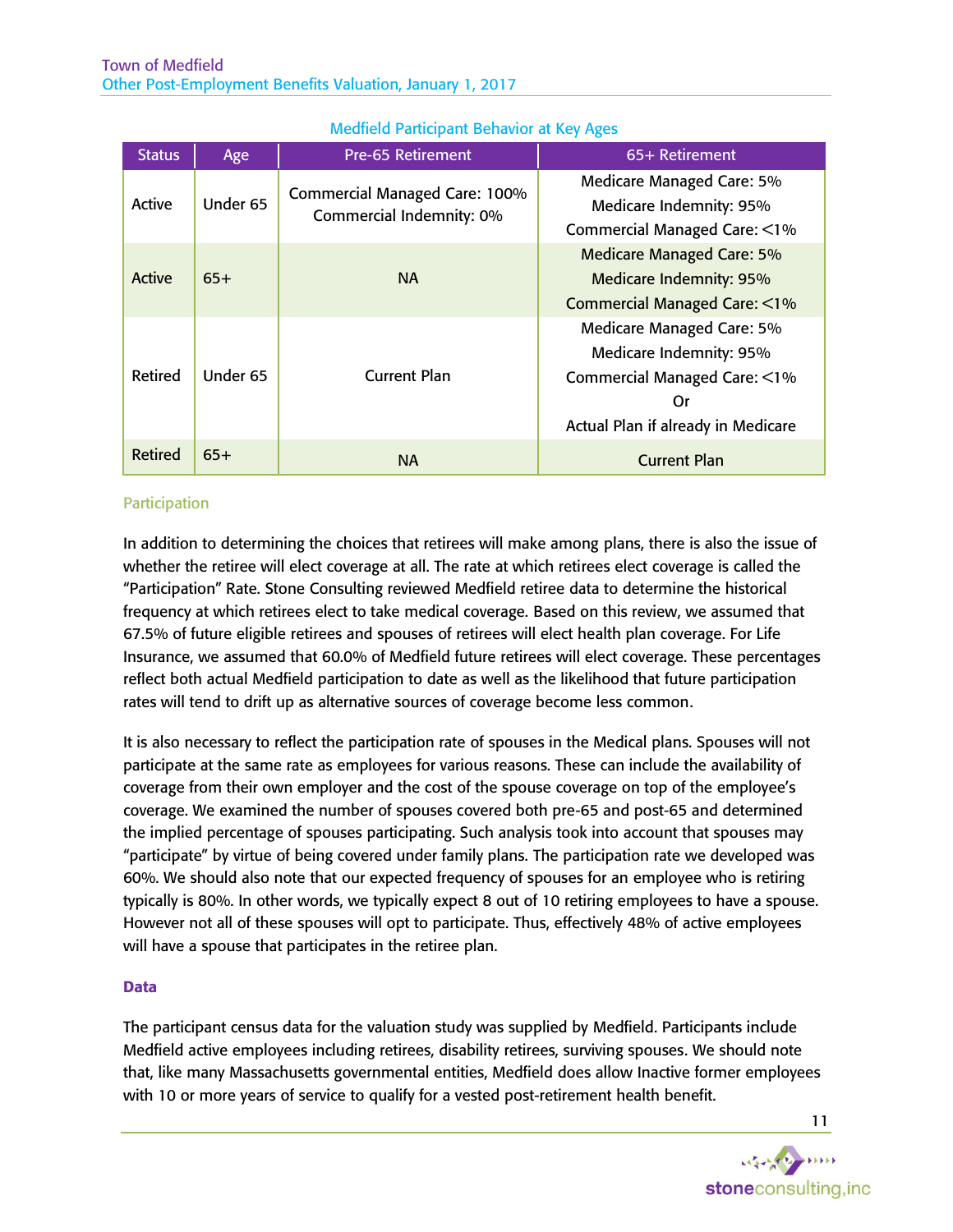Medfield Participant Behavior at Key Ages

| Status | Age | Pre-65 Retirement | 65+ Retirement |
|---|---|---|---|
| Active | Under 65 | Commercial Managed Care: 100%<br>Commercial Indemnity: 0% | Medicare Managed Care: 5%<br>Medicare Indemnity: 95%<br>Commercial Managed Care: <1% |
| Active | 65+ | NA | Medicare Managed Care: 5%<br>Medicare Indemnity: 95%<br>Commercial Managed Care: <1% |
| Retired | Under 65 | Current Plan | Medicare Managed Care: 5%<br>Medicare Indemnity: 95%<br>Commercial Managed Care: <1%<br>Or<br>Actual Plan if already in Medicare |
| Retired | 65+ | NA | Current Plan |

### Participation

In addition to determining the choices that retirees will make among plans, there is also the issue of whether the retiree will elect coverage at all. The rate at which retirees elect coverage is called the "Participation" Rate. Stone Consulting reviewed Medfield retiree data to determine the historical frequency at which retirees elect to take medical coverage. Based on this review, we assumed that 67.5% of future eligible retirees and spouses of retirees will elect health plan coverage. For Life Insurance, we assumed that 60.0% of Medfield future retirees will elect coverage. These percentages reflect both actual Medfield participation to date as well as the likelihood that future participation rates will tend to drift up as alternative sources of coverage become less common.

It is also necessary to reflect the participation rate of spouses in the Medical plans. Spouses will not participate at the same rate as employees for various reasons. These can include the availability of coverage from their own employer and the cost of the spouse coverage on top of the employee's coverage. We examined the number of spouses covered both pre-65 and post-65 and determined the implied percentage of spouses participating. Such analysis took into account that spouses may "participate" by virtue of being covered under family plans. The participation rate we developed was 60%. We should also note that our expected frequency of spouses for an employee who is retiring typically is 80%. In other words, we typically expect 8 out of 10 retiring employees to have a spouse. However not all of these spouses will opt to participate. Thus, effectively 48% of active employees will have a spouse that participates in the retiree plan.

### Data

The participant census data for the valuation study was supplied by Medfield. Participants include Medfield active employees including retirees, disability retirees, surviving spouses. We should note that, like many Massachusetts governmental entities, Medfield does allow Inactive former employees with 10 or more years of service to qualify for a vested post-retirement health benefit.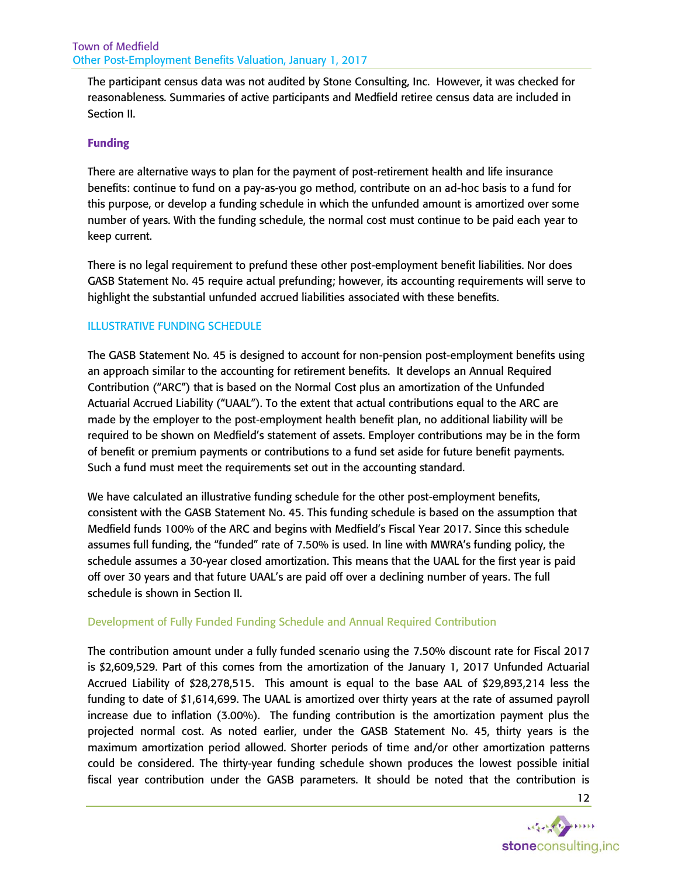The participant census data was not audited by Stone Consulting, Inc. However, it was checked for reasonableness. Summaries of active participants and Medfield retiree census data are included in Section II.

### Funding

There are alternative ways to plan for the payment of post-retirement health and life insurance benefits: continue to fund on a pay-as-you go method, contribute on an ad-hoc basis to a fund for this purpose, or develop a funding schedule in which the unfunded amount is amortized over some number of years. With the funding schedule, the normal cost must continue to be paid each year to keep current.

There is no legal requirement to prefund these other post-employment benefit liabilities. Nor does GASB Statement No. 45 require actual prefunding; however, its accounting requirements will serve to highlight the substantial unfunded accrued liabilities associated with these benefits.

#### ILLUSTRATIVE FUNDING SCHEDULE

The GASB Statement No. 45 is designed to account for non-pension post-employment benefits using an approach similar to the accounting for retirement benefits. It develops an Annual Required Contribution ("ARC") that is based on the Normal Cost plus an amortization of the Unfunded Actuarial Accrued Liability ("UAAL"). To the extent that actual contributions equal to the ARC are made by the employer to the post-employment health benefit plan, no additional liability will be required to be shown on Medfield's statement of assets. Employer contributions may be in the form of benefit or premium payments or contributions to a fund set aside for future benefit payments. Such a fund must meet the requirements set out in the accounting standard.

We have calculated an illustrative funding schedule for the other post-employment benefits, consistent with the GASB Statement No. 45. This funding schedule is based on the assumption that Medfield funds 100% of the ARC and begins with Medfield's Fiscal Year 2017. Since this schedule assumes full funding, the "funded" rate of 7.50% is used. In line with MWRA's funding policy, the schedule assumes a 30-year closed amortization. This means that the UAAL for the first year is paid off over 30 years and that future UAAL's are paid off over a declining number of years. The full schedule is shown in Section II.

#### Development of Fully Funded Funding Schedule and Annual Required Contribution

The contribution amount under a fully funded scenario using the 7.50% discount rate for Fiscal 2017 is $2,609,529. Part of this comes from the amortization of the January 1, 2017 Unfunded Actuarial Accrued Liability of $28,278,515. This amount is equal to the base AAL of $29,893,214 less the funding to date of $1,614,699. The UAAL is amortized over thirty years at the rate of assumed payroll increase due to inflation (3.00%). The funding contribution is the amortization payment plus the projected normal cost. As noted earlier, under the GASB Statement No. 45, thirty years is the maximum amortization period allowed. Shorter periods of time and/or other amortization patterns could be considered. The thirty-year funding schedule shown produces the lowest possible initial fiscal year contribution under the GASB parameters. It should be noted that the contribution is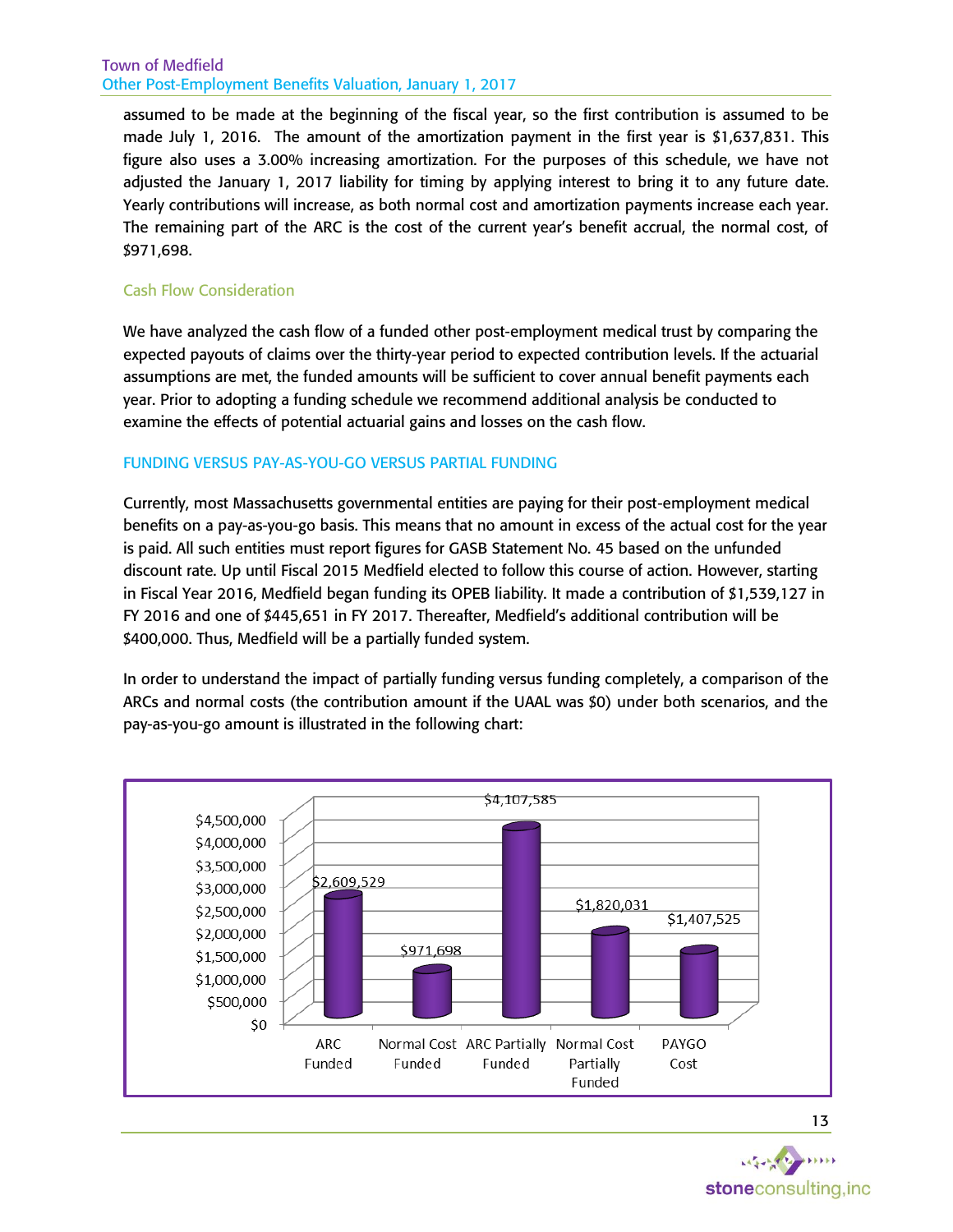assumed to be made at the beginning of the fiscal year, so the first contribution is assumed to be made July 1, 2016. The amount of the amortization payment in the first year is $1,637,831. This figure also uses a 3.00% increasing amortization. For the purposes of this schedule, we have not adjusted the January 1, 2017 liability for timing by applying interest to bring it to any future date. Yearly contributions will increase, as both normal cost and amortization payments increase each year. The remaining part of the ARC is the cost of the current year's benefit accrual, the normal cost, of $971,698.

### Cash Flow Consideration

We have analyzed the cash flow of a funded other post-employment medical trust by comparing the expected payouts of claims over the thirty-year period to expected contribution levels. If the actuarial assumptions are met, the funded amounts will be sufficient to cover annual benefit payments each year. Prior to adopting a funding schedule we recommend additional analysis be conducted to examine the effects of potential actuarial gains and losses on the cash flow.

## FUNDING VERSUS PAY-AS-YOU-GO VERSUS PARTIAL FUNDING

Currently, most Massachusetts governmental entities are paying for their post-employment medical benefits on a pay-as-you-go basis. This means that no amount in excess of the actual cost for the year is paid. All such entities must report figures for GASB Statement No. 45 based on the unfunded discount rate. Up until Fiscal 2015 Medfield elected to follow this course of action. However, starting in Fiscal Year 2016, Medfield began funding its OPEB liability. It made a contribution of $1,539,127 in FY 2016 and one of $445,651 in FY 2017. Thereafter, Medfield's additional contribution will be $400,000. Thus, Medfield will be a partially funded system.

In order to understand the impact of partially funding versus funding completely, a comparison of the ARCs and normal costs (the contribution amount if the UAAL was $0) under both scenarios, and the pay-as-you-go amount is illustrated in the following chart:

| ARC Funded | Normal Cost Funded | ARC Partially Funded | Normal Cost Partially Funded | PAYGO Cost |
|---|---|---|---|---|
| $2,609,529 | $971,698 | $4,107,585 | $1,820,031 | $1,407,525 |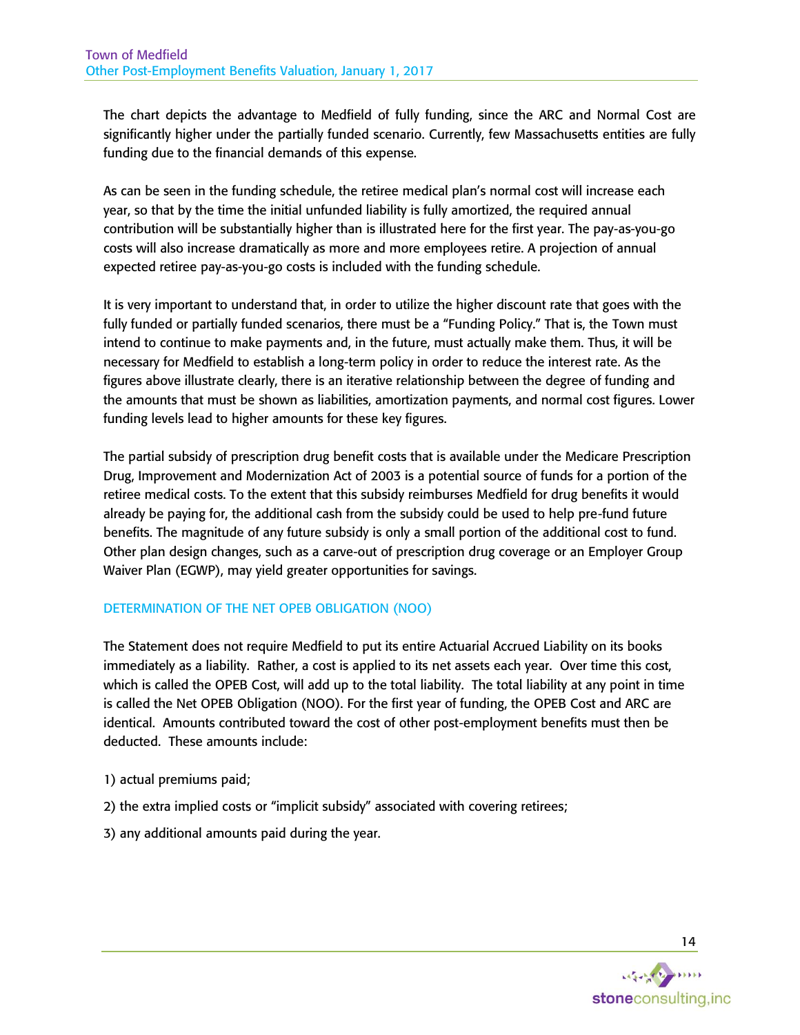The chart depicts the advantage to Medfield of fully funding, since the ARC and Normal Cost are significantly higher under the partially funded scenario. Currently, few Massachusetts entities are fully funding due to the financial demands of this expense.

As can be seen in the funding schedule, the retiree medical plan's normal cost will increase each year, so that by the time the initial unfunded liability is fully amortized, the required annual contribution will be substantially higher than is illustrated here for the first year. The pay-as-you-go costs will also increase dramatically as more and more employees retire. A projection of annual expected retiree pay-as-you-go costs is included with the funding schedule.

It is very important to understand that, in order to utilize the higher discount rate that goes with the fully funded or partially funded scenarios, there must be a "Funding Policy." That is, the Town must intend to continue to make payments and, in the future, must actually make them. Thus, it will be necessary for Medfield to establish a long-term policy in order to reduce the interest rate. As the figures above illustrate clearly, there is an iterative relationship between the degree of funding and the amounts that must be shown as liabilities, amortization payments, and normal cost figures. Lower funding levels lead to higher amounts for these key figures.

The partial subsidy of prescription drug benefit costs that is available under the Medicare Prescription Drug, Improvement and Modernization Act of 2003 is a potential source of funds for a portion of the retiree medical costs. To the extent that this subsidy reimburses Medfield for drug benefits it would already be paying for, the additional cash from the subsidy could be used to help pre-fund future benefits. The magnitude of any future subsidy is only a small portion of the additional cost to fund. Other plan design changes, such as a carve-out of prescription drug coverage or an Employer Group Waiver Plan (EGWP), may yield greater opportunities for savings.

## DETERMINATION OF THE NET OPEB OBLIGATION (NOO)

The Statement does not require Medfield to put its entire Actuarial Accrued Liability on its books immediately as a liability. Rather, a cost is applied to its net assets each year. Over time this cost, which is called the OPEB Cost, will add up to the total liability. The total liability at any point in time is called the Net OPEB Obligation (NOO). For the first year of funding, the OPEB Cost and ARC are identical. Amounts contributed toward the cost of other post-employment benefits must then be deducted. These amounts include:

1) actual premiums paid;

2) the extra implied costs or "implicit subsidy" associated with covering retirees;

3) any additional amounts paid during the year.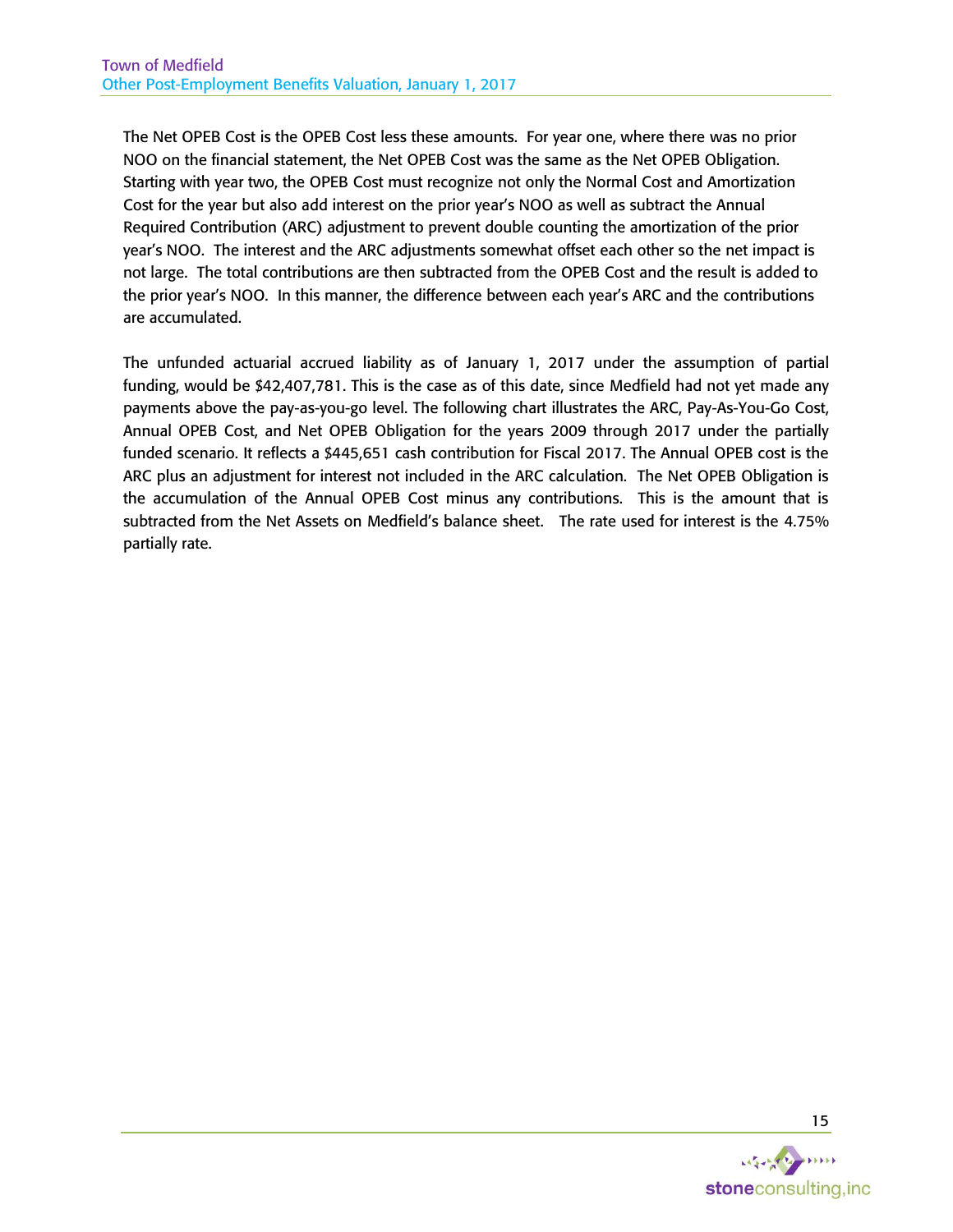The Net OPEB Cost is the OPEB Cost less these amounts. For year one, where there was no prior NOO on the financial statement, the Net OPEB Cost was the same as the Net OPEB Obligation. Starting with year two, the OPEB Cost must recognize not only the Normal Cost and Amortization Cost for the year but also add interest on the prior year's NOO as well as subtract the Annual Required Contribution (ARC) adjustment to prevent double counting the amortization of the prior year's NOO. The interest and the ARC adjustments somewhat offset each other so the net impact is not large. The total contributions are then subtracted from the OPEB Cost and the result is added to the prior year's NOO. In this manner, the difference between each year's ARC and the contributions are accumulated.

The unfunded actuarial accrued liability as of January 1, 2017 under the assumption of partial funding, would be $42,407,781. This is the case as of this date, since Medfield had not yet made any payments above the pay-as-you-go level. The following chart illustrates the ARC, Pay-As-You-Go Cost, Annual OPEB Cost, and Net OPEB Obligation for the years 2009 through 2017 under the partially funded scenario. It reflects a $445,651 cash contribution for Fiscal 2017. The Annual OPEB cost is the ARC plus an adjustment for interest not included in the ARC calculation. The Net OPEB Obligation is the accumulation of the Annual OPEB Cost minus any contributions. This is the amount that is subtracted from the Net Assets on Medfield's balance sheet. The rate used for interest is the 4.75% partially rate.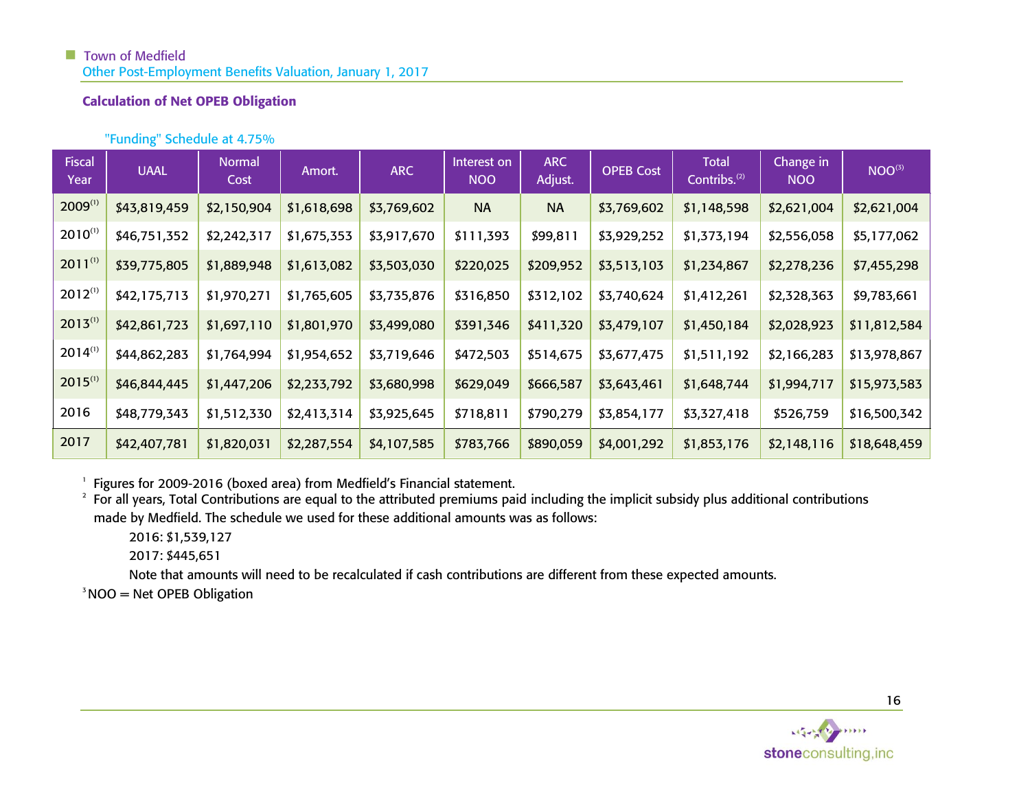### Calculation of Net OPEB Obligation

"Funding" Schedule at 4.75%

| Fiscal Year | UAAL | Normal Cost | Amort. | ARC | Interest on NOO | ARC Adjust. | OPEB Cost | Total Contribs.[2] | Change in NOO | NOO[3] |
|---|---|---|---|---|---|---|---|---|---|---|
| 2009[1] | $43,819,459 | $2,150,904 | $1,618,698 | $3,769,602 | NA | NA | $3,769,602 | $1,148,598 | $2,621,004 | $2,621,004 |
| 2010[1] | $46,751,352 | $2,242,317 | $1,675,353 | $3,917,670 | $111,393 | $99,811 | $3,929,252 | $1,373,194 | $2,556,058 | $5,177,062 |
| 2011[1] | $39,775,805 | $1,889,948 | $1,613,082 | $3,503,030 | $220,025 | $209,952 | $3,513,103 | $1,234,867 | $2,278,236 | $7,455,298 |
| 2012[1] | $42,175,713 | $1,970,271 | $1,765,605 | $3,735,876 | $316,850 | $312,102 | $3,740,624 | $1,412,261 | $2,328,363 | $9,783,661 |
| 2013[1] | $42,861,723 | $1,697,110 | $1,801,970 | $3,499,080 | $391,346 | $411,320 | $3,479,107 | $1,450,184 | $2,028,923 | $11,812,584 |
| 2014[1] | $44,862,283 | $1,764,994 | $1,954,652 | $3,719,646 | $472,503 | $514,675 | $3,677,475 | $1,511,192 | $2,166,283 | $13,978,867 |
| 2015[1] | $46,844,445 | $1,447,206 | $2,233,792 | $3,680,998 | $629,049 | $666,587 | $3,643,461 | $1,648,744 | $1,994,717 | $15,973,583 |
| 2016 | $48,779,343 | $1,512,330 | $2,413,314 | $3,925,645 | $718,811 | $790,279 | $3,854,177 | $3,327,418 | $526,759 | $16,500,342 |
| 2017 | $42,407,781 | $1,820,031 | $2,287,554 | $4,107,585 | $783,766 | $890,059 | $4,001,292 | $1,853,176 | $2,148,116 | $18,648,459 |

[1] Figures for 2009-2016 (boxed area) from Medfield's Financial statement.

[2] For all years, Total Contributions are equal to the attributed premiums paid including the implicit subsidy plus additional contributions made by Medfield. The schedule we used for these additional amounts was as follows:

2016: $1,539,127

2017: $445,651

Note that amounts will need to be recalculated if cash contributions are different from these expected amounts.

[3] NOO = Net OPEB Obligation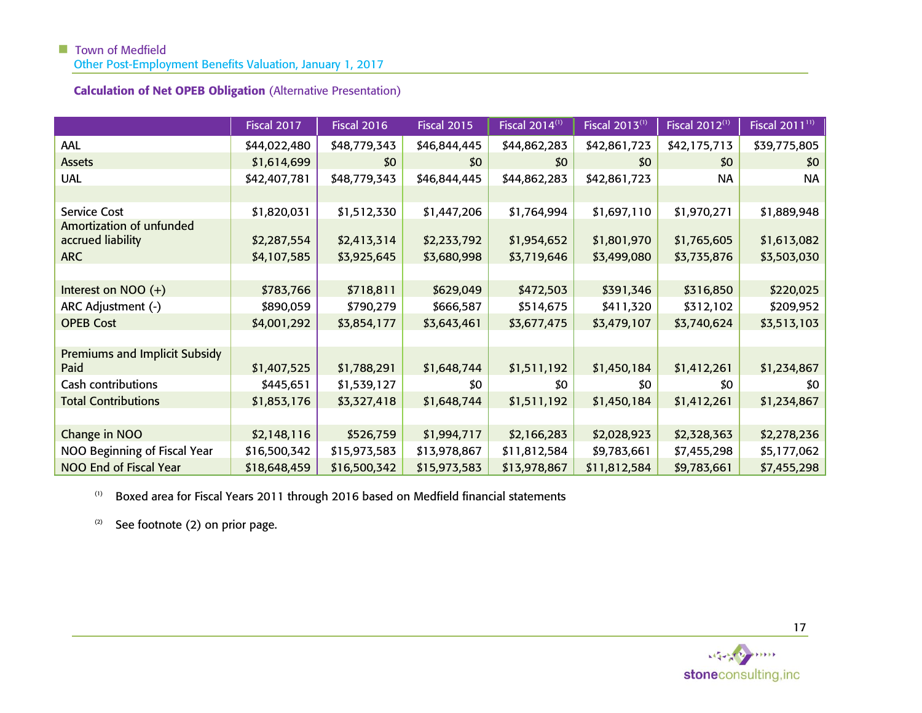**Calculation of Net OPEB Obligation** (Alternative Presentation)

| | Fiscal 2017 | Fiscal 2016 | Fiscal 2015 | Fiscal 2014[1] | Fiscal 2013[1] | Fiscal 2012[1] | Fiscal 2011[1] |
|---|---|---|---|---|---|---|---|
| AAL | $44,022,480 | $48,779,343 | $46,844,445 | $44,862,283 | $42,861,723 | $42,175,713 | $39,775,805 |
| Assets | $1,614,699 | $0 | $0 | $0 | $0 | $0 | $0 |
| UAL | $42,407,781 | $48,779,343 | $46,844,445 | $44,862,283 | $42,861,723 | NA | NA |
| | | | | | | | |
| Service Cost | $1,820,031 | $1,512,330 | $1,447,206 | $1,764,994 | $1,697,110 | $1,970,271 | $1,889,948 |
| Amortization of unfunded accrued liability | $2,287,554 | $2,413,314 | $2,233,792 | $1,954,652 | $1,801,970 | $1,765,605 | $1,613,082 |
| ARC | $4,107,585 | $3,925,645 | $3,680,998 | $3,719,646 | $3,499,080 | $3,735,876 | $3,503,030 |
| | | | | | | | |
| Interest on NOO (+) | $783,766 | $718,811 | $629,049 | $472,503 | $391,346 | $316,850 | $220,025 |
| ARC Adjustment (-) | $890,059 | $790,279 | $666,587 | $514,675 | $411,320 | $312,102 | $209,952 |
| OPEB Cost | $4,001,292 | $3,854,177 | $3,643,461 | $3,677,475 | $3,479,107 | $3,740,624 | $3,513,103 |
| | | | | | | | |
| Premiums and Implicit Subsidy Paid | $1,407,525 | $1,788,291 | $1,648,744 | $1,511,192 | $1,450,184 | $1,412,261 | $1,234,867 |
| Cash contributions | $445,651 | $1,539,127 | $0 | $0 | $0 | $0 | $0 |
| Total Contributions | $1,853,176 | $3,327,418 | $1,648,744 | $1,511,192 | $1,450,184 | $1,412,261 | $1,234,867 |
| | | | | | | | |
| Change in NOO | $2,148,116 | $526,759 | $1,994,717 | $2,166,283 | $2,028,923 | $2,328,363 | $2,278,236 |
| NOO Beginning of Fiscal Year | $16,500,342 | $15,973,583 | $13,978,867 | $11,812,584 | $9,783,661 | $7,455,298 | $5,177,062 |
| NOO End of Fiscal Year | $18,648,459 | $16,500,342 | $15,973,583 | $13,978,867 | $11,812,584 | $9,783,661 | $7,455,298 |

(1) Boxed area for Fiscal Years 2011 through 2016 based on Medfield financial statements

(2) See footnote (2) on prior page.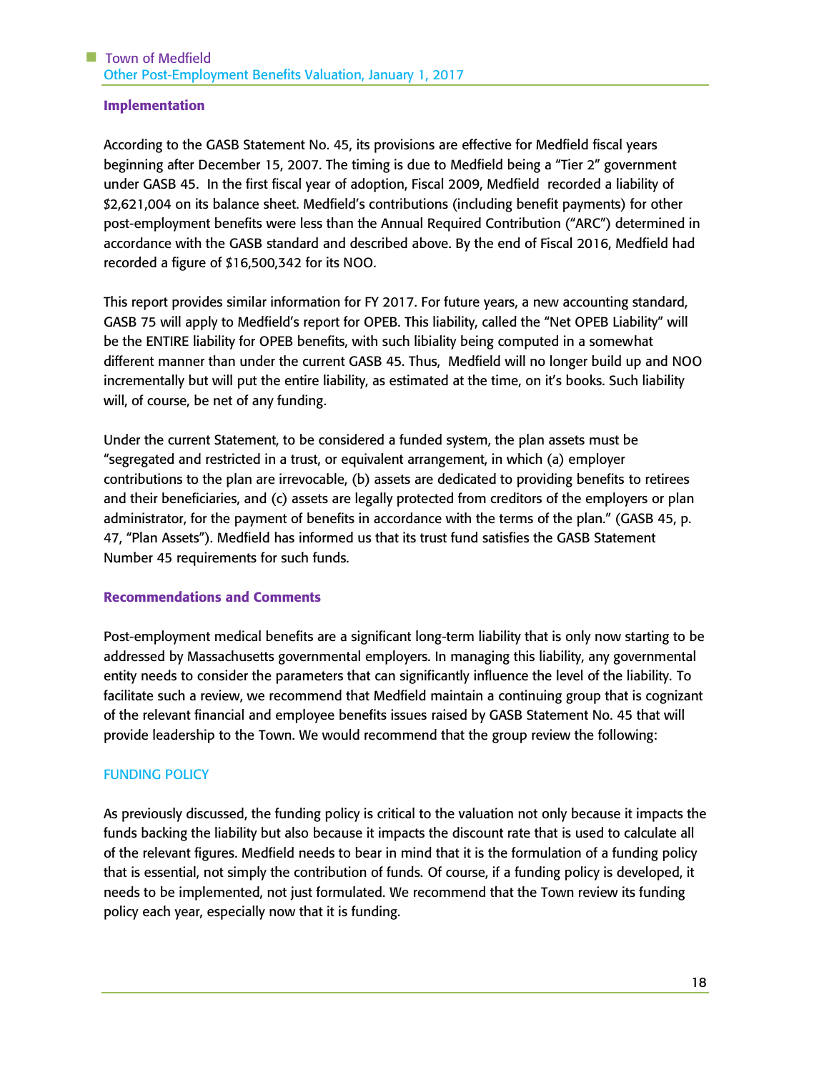### Implementation

According to the GASB Statement No. 45, its provisions are effective for Medfield fiscal years beginning after December 15, 2007. The timing is due to Medfield being a "Tier 2" government under GASB 45. In the first fiscal year of adoption, Fiscal 2009, Medfield recorded a liability of $2,621,004 on its balance sheet. Medfield's contributions (including benefit payments) for other post-employment benefits were less than the Annual Required Contribution ("ARC") determined in accordance with the GASB standard and described above. By the end of Fiscal 2016, Medfield had recorded a figure of $16,500,342 for its NOO.

This report provides similar information for FY 2017. For future years, a new accounting standard, GASB 75 will apply to Medfield's report for OPEB. This liability, called the "Net OPEB Liability" will be the ENTIRE liability for OPEB benefits, with such libiality being computed in a somewhat different manner than under the current GASB 45. Thus, Medfield will no longer build up and NOO incrementally but will put the entire liability, as estimated at the time, on it's books. Such liability will, of course, be net of any funding.

Under the current Statement, to be considered a funded system, the plan assets must be "segregated and restricted in a trust, or equivalent arrangement, in which (a) employer contributions to the plan are irrevocable, (b) assets are dedicated to providing benefits to retirees and their beneficiaries, and (c) assets are legally protected from creditors of the employers or plan administrator, for the payment of benefits in accordance with the terms of the plan." (GASB 45, p. 47, "Plan Assets"). Medfield has informed us that its trust fund satisfies the GASB Statement Number 45 requirements for such funds.

### Recommendations and Comments

Post-employment medical benefits are a significant long-term liability that is only now starting to be addressed by Massachusetts governmental employers. In managing this liability, any governmental entity needs to consider the parameters that can significantly influence the level of the liability. To facilitate such a review, we recommend that Medfield maintain a continuing group that is cognizant of the relevant financial and employee benefits issues raised by GASB Statement No. 45 that will provide leadership to the Town. We would recommend that the group review the following:

#### FUNDING POLICY

As previously discussed, the funding policy is critical to the valuation not only because it impacts the funds backing the liability but also because it impacts the discount rate that is used to calculate all of the relevant figures. Medfield needs to bear in mind that it is the formulation of a funding policy that is essential, not simply the contribution of funds. Of course, if a funding policy is developed, it needs to be implemented, not just formulated. We recommend that the Town review its funding policy each year, especially now that it is funding.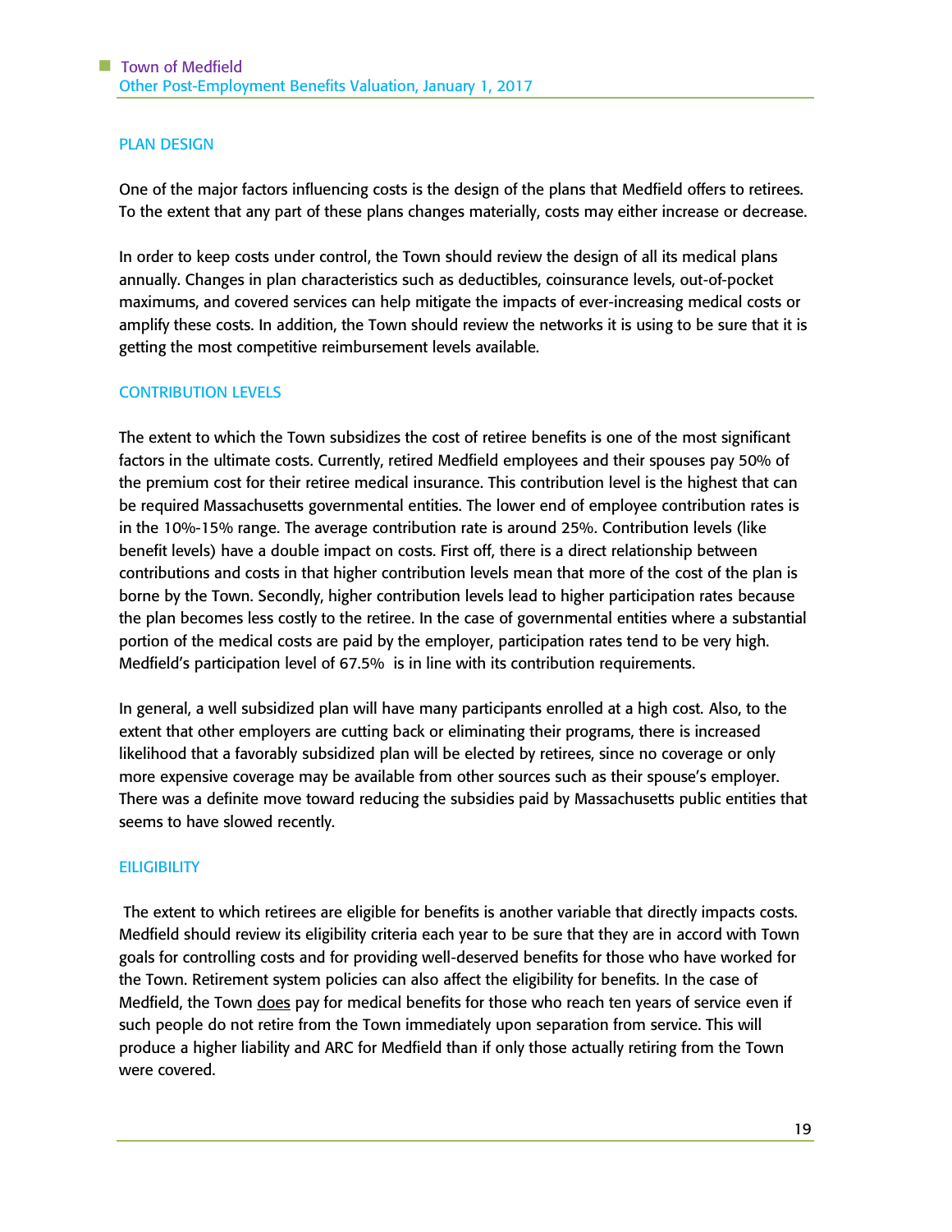## PLAN DESIGN

One of the major factors influencing costs is the design of the plans that Medfield offers to retirees. To the extent that any part of these plans changes materially, costs may either increase or decrease.

In order to keep costs under control, the Town should review the design of all its medical plans annually. Changes in plan characteristics such as deductibles, coinsurance levels, out-of-pocket maximums, and covered services can help mitigate the impacts of ever-increasing medical costs or amplify these costs. In addition, the Town should review the networks it is using to be sure that it is getting the most competitive reimbursement levels available.

## CONTRIBUTION LEVELS

The extent to which the Town subsidizes the cost of retiree benefits is one of the most significant factors in the ultimate costs. Currently, retired Medfield employees and their spouses pay 50% of the premium cost for their retiree medical insurance. This contribution level is the highest that can be required Massachusetts governmental entities. The lower end of employee contribution rates is in the 10%-15% range. The average contribution rate is around 25%. Contribution levels (like benefit levels) have a double impact on costs. First off, there is a direct relationship between contributions and costs in that higher contribution levels mean that more of the cost of the plan is borne by the Town. Secondly, higher contribution levels lead to higher participation rates because the plan becomes less costly to the retiree. In the case of governmental entities where a substantial portion of the medical costs are paid by the employer, participation rates tend to be very high. Medfield's participation level of 67.5% is in line with its contribution requirements.

In general, a well subsidized plan will have many participants enrolled at a high cost. Also, to the extent that other employers are cutting back or eliminating their programs, there is increased likelihood that a favorably subsidized plan will be elected by retirees, since no coverage or only more expensive coverage may be available from other sources such as their spouse's employer. There was a definite move toward reducing the subsidies paid by Massachusetts public entities that seems to have slowed recently.

## EILIGIBILITY

The extent to which retirees are eligible for benefits is another variable that directly impacts costs. Medfield should review its eligibility criteria each year to be sure that they are in accord with Town goals for controlling costs and for providing well-deserved benefits for those who have worked for the Town. Retirement system policies can also affect the eligibility for benefits. In the case of Medfield, the Town does pay for medical benefits for those who reach ten years of service even if such people do not retire from the Town immediately upon separation from service. This will produce a higher liability and ARC for Medfield than if only those actually retiring from the Town were covered.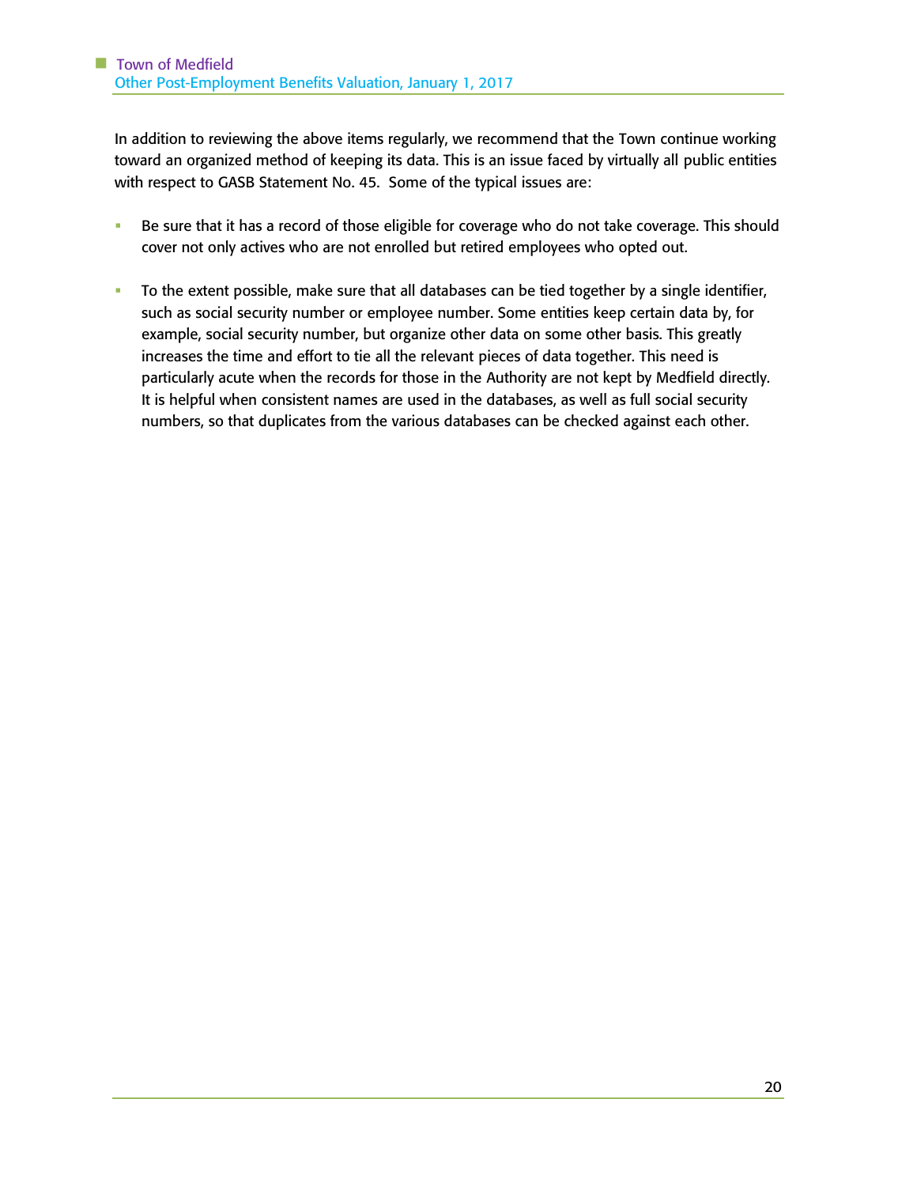In addition to reviewing the above items regularly, we recommend that the Town continue working toward an organized method of keeping its data. This is an issue faced by virtually all public entities with respect to GASB Statement No. 45. Some of the typical issues are:

- Be sure that it has a record of those eligible for coverage who do not take coverage. This should cover not only actives who are not enrolled but retired employees who opted out.

- To the extent possible, make sure that all databases can be tied together by a single identifier, such as social security number or employee number. Some entities keep certain data by, for example, social security number, but organize other data on some other basis. This greatly increases the time and effort to tie all the relevant pieces of data together. This need is particularly acute when the records for those in the Authority are not kept by Medfield directly. It is helpful when consistent names are used in the databases, as well as full social security numbers, so that duplicates from the various databases can be checked against each other.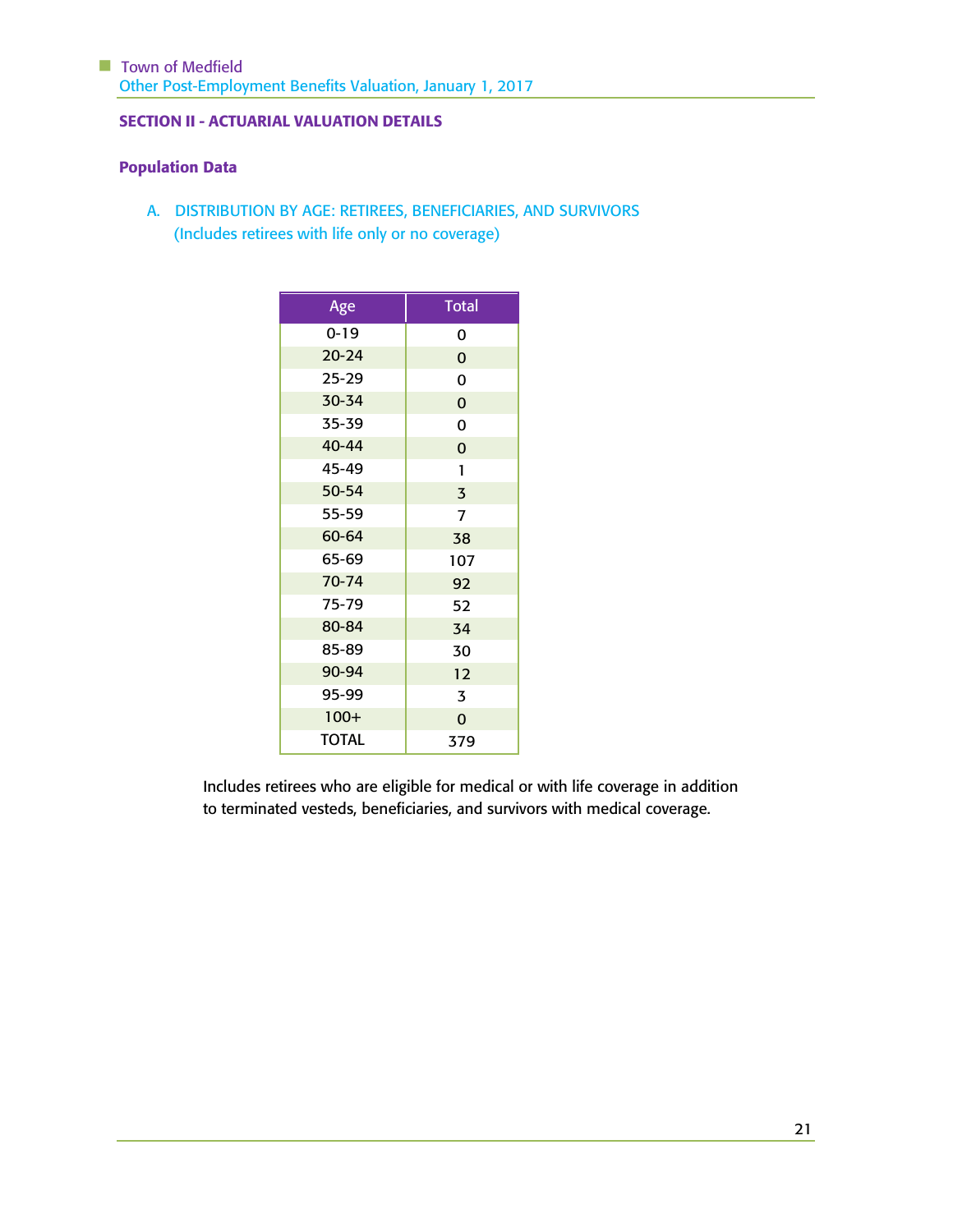## SECTION II - ACTUARIAL VALUATION DETAILS

### Population Data

A. DISTRIBUTION BY AGE: RETIREES, BENEFICIARIES, AND SURVIVORS
(Includes retirees with life only or no coverage)

| Age | Total |
|---|---|
| 0-19 | 0 |
| 20-24 | 0 |
| 25-29 | 0 |
| 30-34 | 0 |
| 35-39 | 0 |
| 40-44 | 0 |
| 45-49 | 1 |
| 50-54 | 3 |
| 55-59 | 7 |
| 60-64 | 38 |
| 65-69 | 107 |
| 70-74 | 92 |
| 75-79 | 52 |
| 80-84 | 34 |
| 85-89 | 30 |
| 90-94 | 12 |
| 95-99 | 3 |
| 100+ | 0 |
| TOTAL | 379 |

Includes retirees who are eligible for medical or with life coverage in addition to terminated vesteds, beneficiaries, and survivors with medical coverage.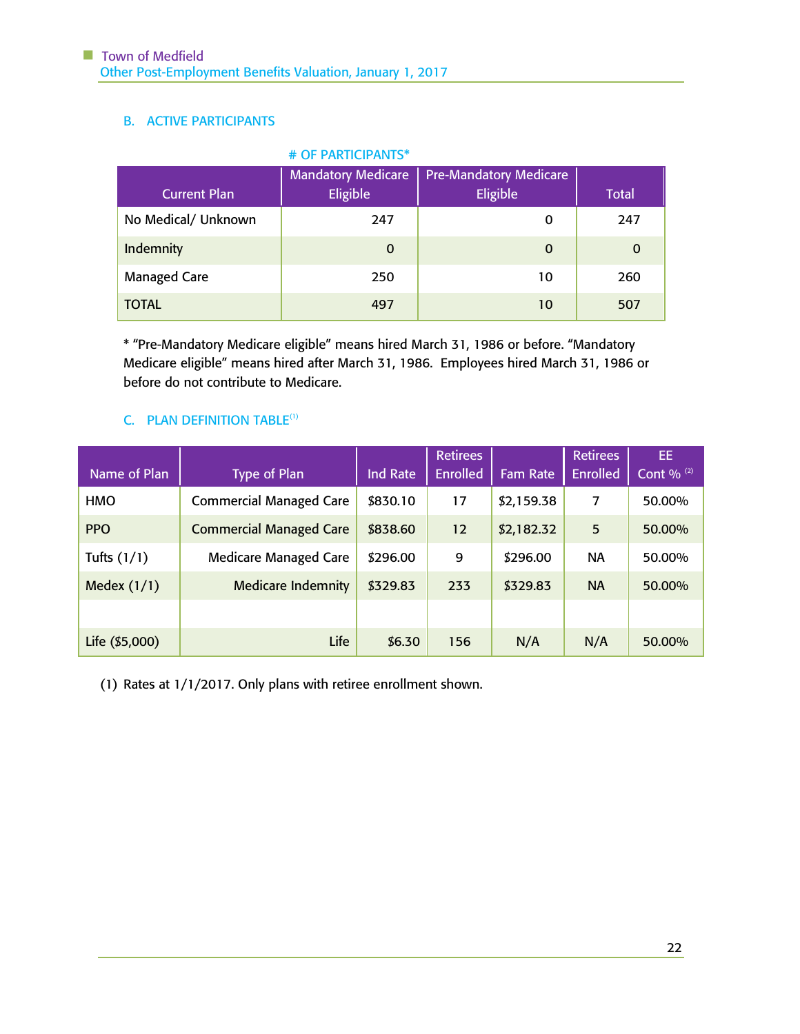## B. ACTIVE PARTICIPANTS

\# OF PARTICIPANTS*

| Current Plan | Mandatory Medicare Eligible | Pre-Mandatory Medicare Eligible | Total |
|---|---|---|---|
| No Medical/ Unknown | 247 | 0 | 247 |
| Indemnity | 0 | 0 | 0 |
| Managed Care | 250 | 10 | 260 |
| TOTAL | 497 | 10 | 507 |

* "Pre-Mandatory Medicare eligible" means hired March 31, 1986 or before. "Mandatory Medicare eligible" means hired after March 31, 1986. Employees hired March 31, 1986 or before do not contribute to Medicare.

## C. PLAN DEFINITION TABLE[1]

| Name of Plan | Type of Plan | Ind Rate | Retirees Enrolled | Fam Rate | Retirees Enrolled | EE Cont % [2] |
|---|---|---|---|---|---|---|
| HMO | Commercial Managed Care | $830.10 | 17 | $2,159.38 | 7 | 50.00% |
| PPO | Commercial Managed Care | $838.60 | 12 | $2,182.32 | 5 | 50.00% |
| Tufts (1/1) | Medicare Managed Care | $296.00 | 9 | $296.00 | NA | 50.00% |
| Medex (1/1) | Medicare Indemnity | $329.83 | 233 | $329.83 | NA | 50.00% |
| | | | | | | |
| Life ($5,000) | Life | $6.30 | 156 | N/A | N/A | 50.00% |

(1) Rates at 1/1/2017. Only plans with retiree enrollment shown.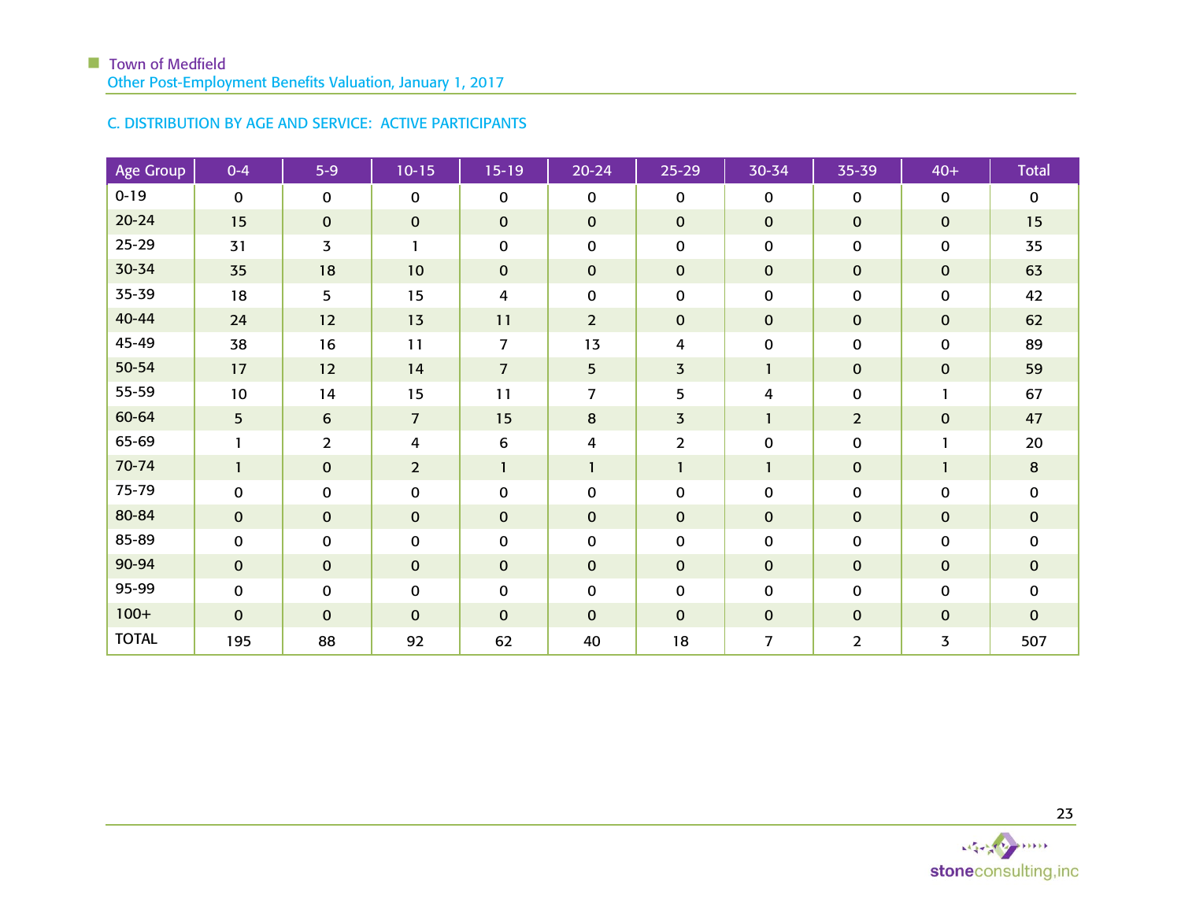## C. DISTRIBUTION BY AGE AND SERVICE: ACTIVE PARTICIPANTS

| Age Group | 0-4 | 5-9 | 10-15 | 15-19 | 20-24 | 25-29 | 30-34 | 35-39 | 40+ | Total |
|---|---|---|---|---|---|---|---|---|---|---|
| 0-19 | 0 | 0 | 0 | 0 | 0 | 0 | 0 | 0 | 0 | 0 |
| 20-24 | 15 | 0 | 0 | 0 | 0 | 0 | 0 | 0 | 0 | 15 |
| 25-29 | 31 | 3 | 1 | 0 | 0 | 0 | 0 | 0 | 0 | 35 |
| 30-34 | 35 | 18 | 10 | 0 | 0 | 0 | 0 | 0 | 0 | 63 |
| 35-39 | 18 | 5 | 15 | 4 | 0 | 0 | 0 | 0 | 0 | 42 |
| 40-44 | 24 | 12 | 13 | 11 | 2 | 0 | 0 | 0 | 0 | 62 |
| 45-49 | 38 | 16 | 11 | 7 | 13 | 4 | 0 | 0 | 0 | 89 |
| 50-54 | 17 | 12 | 14 | 7 | 5 | 3 | 1 | 0 | 0 | 59 |
| 55-59 | 10 | 14 | 15 | 11 | 7 | 5 | 4 | 0 | 1 | 67 |
| 60-64 | 5 | 6 | 7 | 15 | 8 | 3 | 1 | 2 | 0 | 47 |
| 65-69 | 1 | 2 | 4 | 6 | 4 | 2 | 0 | 0 | 1 | 20 |
| 70-74 | 1 | 0 | 2 | 1 | 1 | 1 | 1 | 0 | 1 | 8 |
| 75-79 | 0 | 0 | 0 | 0 | 0 | 0 | 0 | 0 | 0 | 0 |
| 80-84 | 0 | 0 | 0 | 0 | 0 | 0 | 0 | 0 | 0 | 0 |
| 85-89 | 0 | 0 | 0 | 0 | 0 | 0 | 0 | 0 | 0 | 0 |
| 90-94 | 0 | 0 | 0 | 0 | 0 | 0 | 0 | 0 | 0 | 0 |
| 95-99 | 0 | 0 | 0 | 0 | 0 | 0 | 0 | 0 | 0 | 0 |
| 100+ | 0 | 0 | 0 | 0 | 0 | 0 | 0 | 0 | 0 | 0 |
| TOTAL | 195 | 88 | 92 | 62 | 40 | 18 | 7 | 2 | 3 | 507 |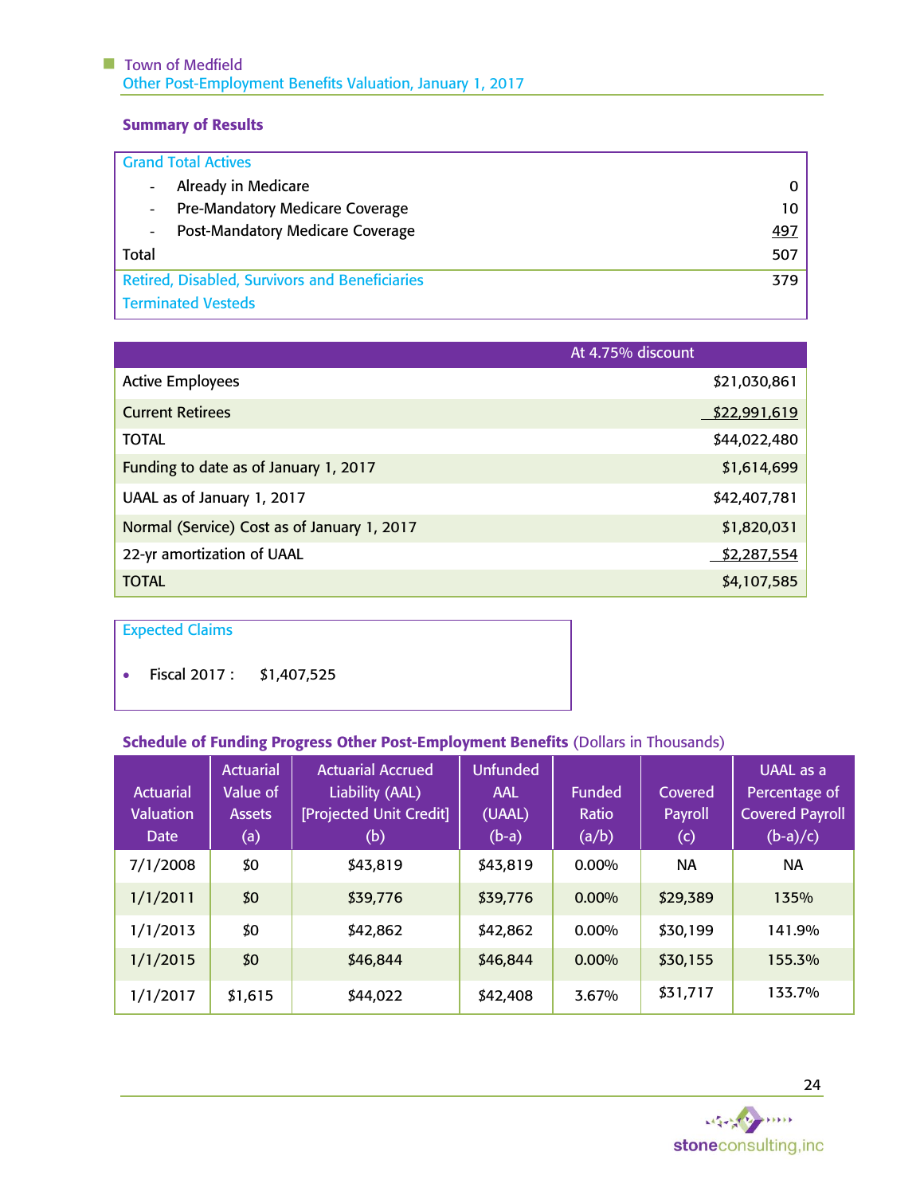## Summary of Results

| Grand Total Actives | |
|---|---|
| - Already in Medicare | 0 |
| - Pre-Mandatory Medicare Coverage | 10 |
| - Post-Mandatory Medicare Coverage | 497 |
| Total | 507 |
| Retired, Disabled, Survivors and Beneficiaries | 379 |
| Terminated Vesteds | |

| | At 4.75% discount |
|---|---|
| Active Employees | $21,030,861 |
| Current Retirees | $22,991,619 |
| TOTAL | $44,022,480 |
| Funding to date as of January 1, 2017 | $1,614,699 |
| UAAL as of January 1, 2017 | $42,407,781 |
| Normal (Service) Cost as of January 1, 2017 | $1,820,031 |
| 22-yr amortization of UAAL | $2,287,554 |
| TOTAL | $4,107,585 |

**Expected Claims**

- Fiscal 2017 : $1,407,525

**Schedule of Funding Progress Other Post-Employment Benefits** (Dollars in Thousands)

| Actuarial Valuation Date | Actuarial Value of Assets (a) | Actuarial Accrued Liability (AAL) [Projected Unit Credit] (b) | Unfunded AAL (UAAL) (b-a) | Funded Ratio (a/b) | Covered Payroll (c) | UAAL as a Percentage of Covered Payroll (b-a)/c) |
|---|---|---|---|---|---|---|
| 7/1/2008 | $0 | $43,819 | $43,819 | 0.00% | NA | NA |
| 1/1/2011 | $0 | $39,776 | $39,776 | 0.00% | $29,389 | 135% |
| 1/1/2013 | $0 | $42,862 | $42,862 | 0.00% | $30,199 | 141.9% |
| 1/1/2015 | $0 | $46,844 | $46,844 | 0.00% | $30,155 | 155.3% |
| 1/1/2017 | $1,615 | $44,022 | $42,408 | 3.67% | $31,717 | 133.7% |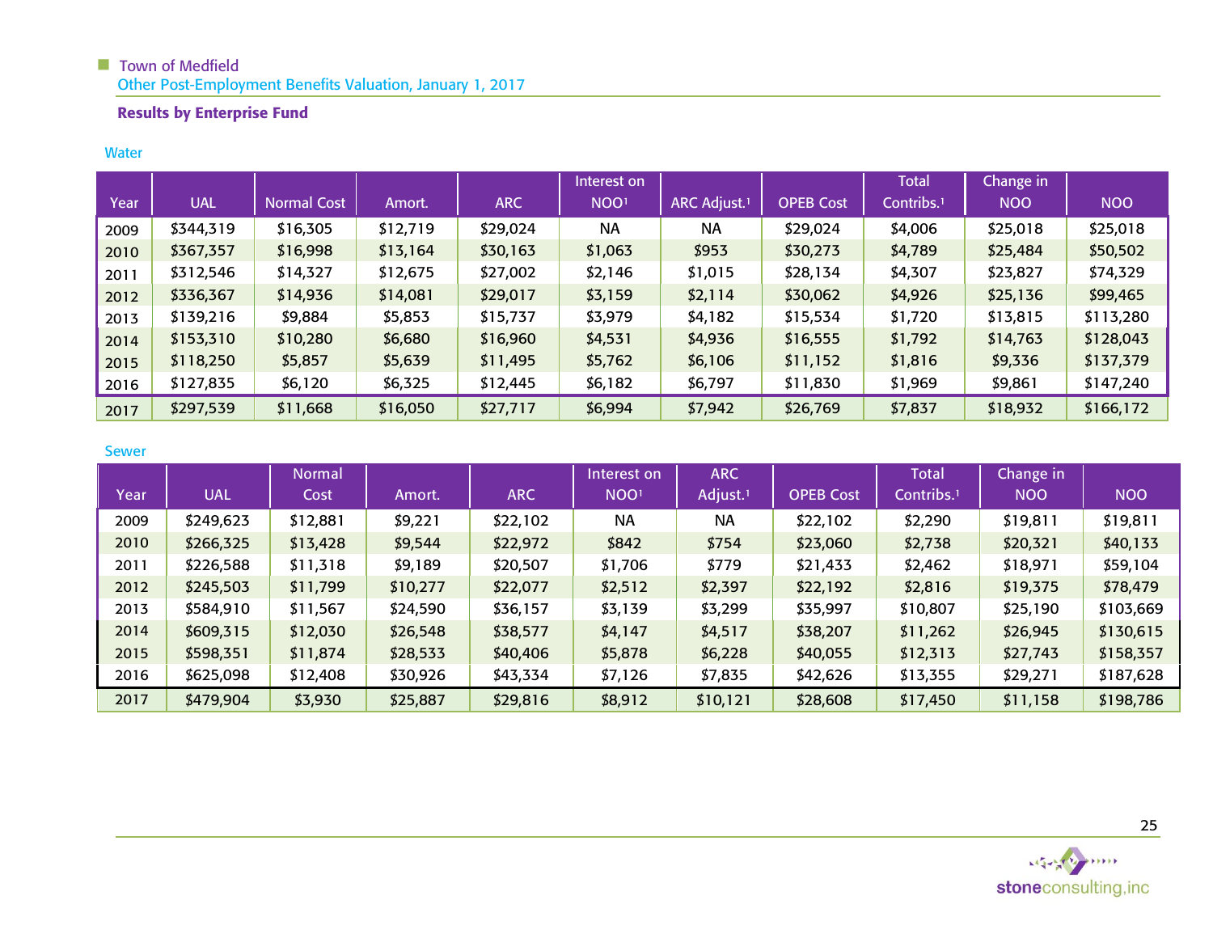## Results by Enterprise Fund

### Water

| Year | UAL | Normal Cost | Amort. | ARC | Interest on NOO[1] | ARC Adjust.[1] | OPEB Cost | Total Contribs.[1] | Change in NOO | NOO |
|---|---|---|---|---|---|---|---|---|---|---|
| 2009 | $344,319 | $16,305 | $12,719 | $29,024 | NA | NA | $29,024 | $4,006 | $25,018 | $25,018 |
| 2010 | $367,357 | $16,998 | $13,164 | $30,163 | $1,063 | $953 | $30,273 | $4,789 | $25,484 | $50,502 |
| 2011 | $312,546 | $14,327 | $12,675 | $27,002 | $2,146 | $1,015 | $28,134 | $4,307 | $23,827 | $74,329 |
| 2012 | $336,367 | $14,936 | $14,081 | $29,017 | $3,159 | $2,114 | $30,062 | $4,926 | $25,136 | $99,465 |
| 2013 | $139,216 | $9,884 | $5,853 | $15,737 | $3,979 | $4,182 | $15,534 | $1,720 | $13,815 | $113,280 |
| 2014 | $153,310 | $10,280 | $6,680 | $16,960 | $4,531 | $4,936 | $16,555 | $1,792 | $14,763 | $128,043 |
| 2015 | $118,250 | $5,857 | $5,639 | $11,495 | $5,762 | $6,106 | $11,152 | $1,816 | $9,336 | $137,379 |
| 2016 | $127,835 | $6,120 | $6,325 | $12,445 | $6,182 | $6,797 | $11,830 | $1,969 | $9,861 | $147,240 |
| 2017 | $297,539 | $11,668 | $16,050 | $27,717 | $6,994 | $7,942 | $26,769 | $7,837 | $18,932 | $166,172 |

### Sewer

| Year | UAL | Normal Cost | Amort. | ARC | Interest on NOO[1] | ARC Adjust.[1] | OPEB Cost | Total Contribs.[1] | Change in NOO | NOO |
|---|---|---|---|---|---|---|---|---|---|---|
| 2009 | $249,623 | $12,881 | $9,221 | $22,102 | NA | NA | $22,102 | $2,290 | $19,811 | $19,811 |
| 2010 | $266,325 | $13,428 | $9,544 | $22,972 | $842 | $754 | $23,060 | $2,738 | $20,321 | $40,133 |
| 2011 | $226,588 | $11,318 | $9,189 | $20,507 | $1,706 | $779 | $21,433 | $2,462 | $18,971 | $59,104 |
| 2012 | $245,503 | $11,799 | $10,277 | $22,077 | $2,512 | $2,397 | $22,192 | $2,816 | $19,375 | $78,479 |
| 2013 | $584,910 | $11,567 | $24,590 | $36,157 | $3,139 | $3,299 | $35,997 | $10,807 | $25,190 | $103,669 |
| 2014 | $609,315 | $12,030 | $26,548 | $38,577 | $4,147 | $4,517 | $38,207 | $11,262 | $26,945 | $130,615 |
| 2015 | $598,351 | $11,874 | $28,533 | $40,406 | $5,878 | $6,228 | $40,055 | $12,313 | $27,743 | $158,357 |
| 2016 | $625,098 | $12,408 | $30,926 | $43,334 | $7,126 | $7,835 | $42,626 | $13,355 | $29,271 | $187,628 |
| 2017 | $479,904 | $3,930 | $25,887 | $29,816 | $8,912 | $10,121 | $28,608 | $17,450 | $11,158 | $198,786 |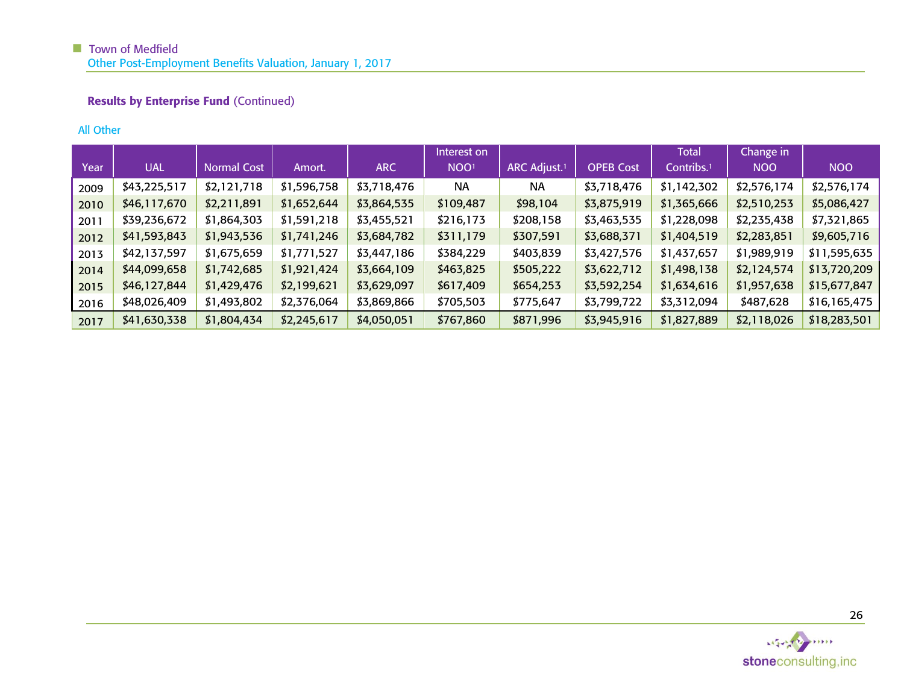### Results by Enterprise Fund (Continued)

All Other

| Year | UAL | Normal Cost | Amort. | ARC | Interest on NOO[1] | ARC Adjust.[1] | OPEB Cost | Total Contribs.[1] | Change in NOO | NOO |
|---|---|---|---|---|---|---|---|---|---|---|
| 2009 | $43,225,517 | $2,121,718 | $1,596,758 | $3,718,476 | NA | NA | $3,718,476 | $1,142,302 | $2,576,174 | $2,576,174 |
| 2010 | $46,117,670 | $2,211,891 | $1,652,644 | $3,864,535 | $109,487 | $98,104 | $3,875,919 | $1,365,666 | $2,510,253 | $5,086,427 |
| 2011 | $39,236,672 | $1,864,303 | $1,591,218 | $3,455,521 | $216,173 | $208,158 | $3,463,535 | $1,228,098 | $2,235,438 | $7,321,865 |
| 2012 | $41,593,843 | $1,943,536 | $1,741,246 | $3,684,782 | $311,179 | $307,591 | $3,688,371 | $1,404,519 | $2,283,851 | $9,605,716 |
| 2013 | $42,137,597 | $1,675,659 | $1,771,527 | $3,447,186 | $384,229 | $403,839 | $3,427,576 | $1,437,657 | $1,989,919 | $11,595,635 |
| 2014 | $44,099,658 | $1,742,685 | $1,921,424 | $3,664,109 | $463,825 | $505,222 | $3,622,712 | $1,498,138 | $2,124,574 | $13,720,209 |
| 2015 | $46,127,844 | $1,429,476 | $2,199,621 | $3,629,097 | $617,409 | $654,253 | $3,592,254 | $1,634,616 | $1,957,638 | $15,677,847 |
| 2016 | $48,026,409 | $1,493,802 | $2,376,064 | $3,869,866 | $705,503 | $775,647 | $3,799,722 | $3,312,094 | $487,628 | $16,165,475 |
| 2017 | $41,630,338 | $1,804,434 | $2,245,617 | $4,050,051 | $767,860 | $871,996 | $3,945,916 | $1,827,889 | $2,118,026 | $18,283,501 |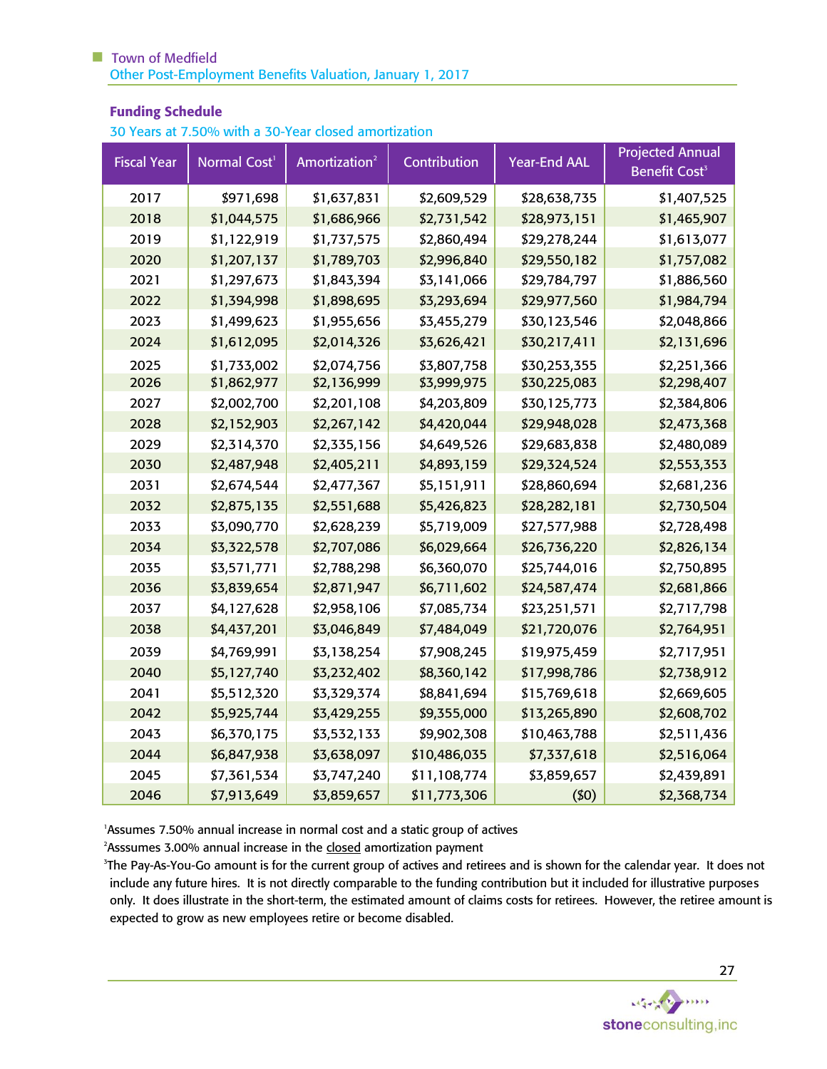## Funding Schedule

30 Years at 7.50% with a 30-Year closed amortization

| Fiscal Year | Normal Cost[1] | Amortization[2] | Contribution | Year-End AAL | Projected Annual Benefit Cost[3] |
|---|---|---|---|---|---|
| 2017 | $971,698 | $1,637,831 | $2,609,529 | $28,638,735 | $1,407,525 |
| 2018 | $1,044,575 | $1,686,966 | $2,731,542 | $28,973,151 | $1,465,907 |
| 2019 | $1,122,919 | $1,737,575 | $2,860,494 | $29,278,244 | $1,613,077 |
| 2020 | $1,207,137 | $1,789,703 | $2,996,840 | $29,550,182 | $1,757,082 |
| 2021 | $1,297,673 | $1,843,394 | $3,141,066 | $29,784,797 | $1,886,560 |
| 2022 | $1,394,998 | $1,898,695 | $3,293,694 | $29,977,560 | $1,984,794 |
| 2023 | $1,499,623 | $1,955,656 | $3,455,279 | $30,123,546 | $2,048,866 |
| 2024 | $1,612,095 | $2,014,326 | $3,626,421 | $30,217,411 | $2,131,696 |
| 2025 | $1,733,002 | $2,074,756 | $3,807,758 | $30,253,355 | $2,251,366 |
| 2026 | $1,862,977 | $2,136,999 | $3,999,975 | $30,225,083 | $2,298,407 |
| 2027 | $2,002,700 | $2,201,108 | $4,203,809 | $30,125,773 | $2,384,806 |
| 2028 | $2,152,903 | $2,267,142 | $4,420,044 | $29,948,028 | $2,473,368 |
| 2029 | $2,314,370 | $2,335,156 | $4,649,526 | $29,683,838 | $2,480,089 |
| 2030 | $2,487,948 | $2,405,211 | $4,893,159 | $29,324,524 | $2,553,353 |
| 2031 | $2,674,544 | $2,477,367 | $5,151,911 | $28,860,694 | $2,681,236 |
| 2032 | $2,875,135 | $2,551,688 | $5,426,823 | $28,282,181 | $2,730,504 |
| 2033 | $3,090,770 | $2,628,239 | $5,719,009 | $27,577,988 | $2,728,498 |
| 2034 | $3,322,578 | $2,707,086 | $6,029,664 | $26,736,220 | $2,826,134 |
| 2035 | $3,571,771 | $2,788,298 | $6,360,070 | $25,744,016 | $2,750,895 |
| 2036 | $3,839,654 | $2,871,947 | $6,711,602 | $24,587,474 | $2,681,866 |
| 2037 | $4,127,628 | $2,958,106 | $7,085,734 | $23,251,571 | $2,717,798 |
| 2038 | $4,437,201 | $3,046,849 | $7,484,049 | $21,720,076 | $2,764,951 |
| 2039 | $4,769,991 | $3,138,254 | $7,908,245 | $19,975,459 | $2,717,951 |
| 2040 | $5,127,740 | $3,232,402 | $8,360,142 | $17,998,786 | $2,738,912 |
| 2041 | $5,512,320 | $3,329,374 | $8,841,694 | $15,769,618 | $2,669,605 |
| 2042 | $5,925,744 | $3,429,255 | $9,355,000 | $13,265,890 | $2,608,702 |
| 2043 | $6,370,175 | $3,532,133 | $9,902,308 | $10,463,788 | $2,511,436 |
| 2044 | $6,847,938 | $3,638,097 | $10,486,035 | $7,337,618 | $2,516,064 |
| 2045 | $7,361,534 | $3,747,240 | $11,108,774 | $3,859,657 | $2,439,891 |
| 2046 | $7,913,649 | $3,859,657 | $11,773,306 | ($0) | $2,368,734 |

[1]Assumes 7.50% annual increase in normal cost and a static group of actives

[2]Asssumes 3.00% annual increase in the closed amortization payment

[3]The Pay-As-You-Go amount is for the current group of actives and retirees and is shown for the calendar year. It does not include any future hires. It is not directly comparable to the funding contribution but it included for illustrative purposes only. It does illustrate in the short-term, the estimated amount of claims costs for retirees. However, the retiree amount is expected to grow as new employees retire or become disabled.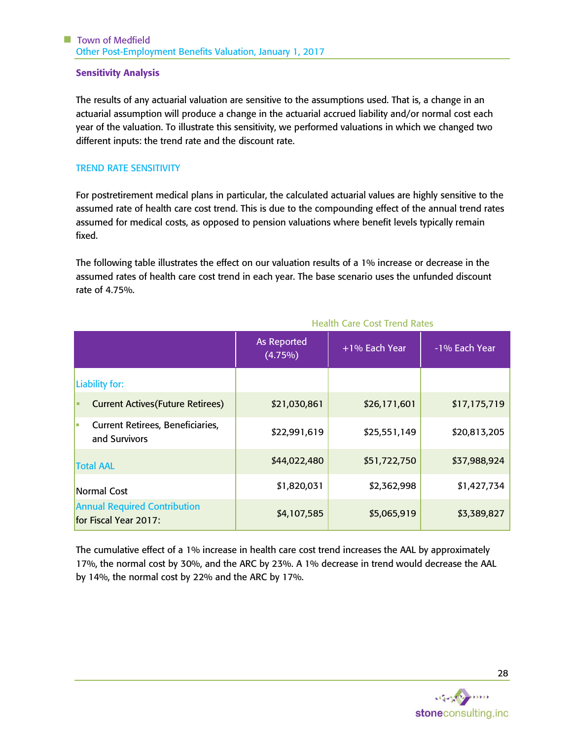## Sensitivity Analysis

The results of any actuarial valuation are sensitive to the assumptions used. That is, a change in an actuarial assumption will produce a change in the actuarial accrued liability and/or normal cost each year of the valuation. To illustrate this sensitivity, we performed valuations in which we changed two different inputs: the trend rate and the discount rate.

### TREND RATE SENSITIVITY

For postretirement medical plans in particular, the calculated actuarial values are highly sensitive to the assumed rate of health care cost trend. This is due to the compounding effect of the annual trend rates assumed for medical costs, as opposed to pension valuations where benefit levels typically remain fixed.

The following table illustrates the effect on our valuation results of a 1% increase or decrease in the assumed rates of health care cost trend in each year. The base scenario uses the unfunded discount rate of 4.75%.

| | Health Care Cost Trend Rates | | |
|---|---|---|---|
| | As Reported (4.75%) | +1% Each Year | -1% Each Year |
| Liability for: | | | |
| ▪ Current Actives(Future Retirees) | $21,030,861 | $26,171,601 | $17,175,719 |
| ▪ Current Retirees, Beneficiaries, and Survivors | $22,991,619 | $25,551,149 | $20,813,205 |
| Total AAL | $44,022,480 | $51,722,750 | $37,988,924 |
| Normal Cost | $1,820,031 | $2,362,998 | $1,427,734 |
| Annual Required Contribution for Fiscal Year 2017: | $4,107,585 | $5,065,919 | $3,389,827 |

The cumulative effect of a 1% increase in health care cost trend increases the AAL by approximately 17%, the normal cost by 30%, and the ARC by 23%. A 1% decrease in trend would decrease the AAL by 14%, the normal cost by 22% and the ARC by 17%.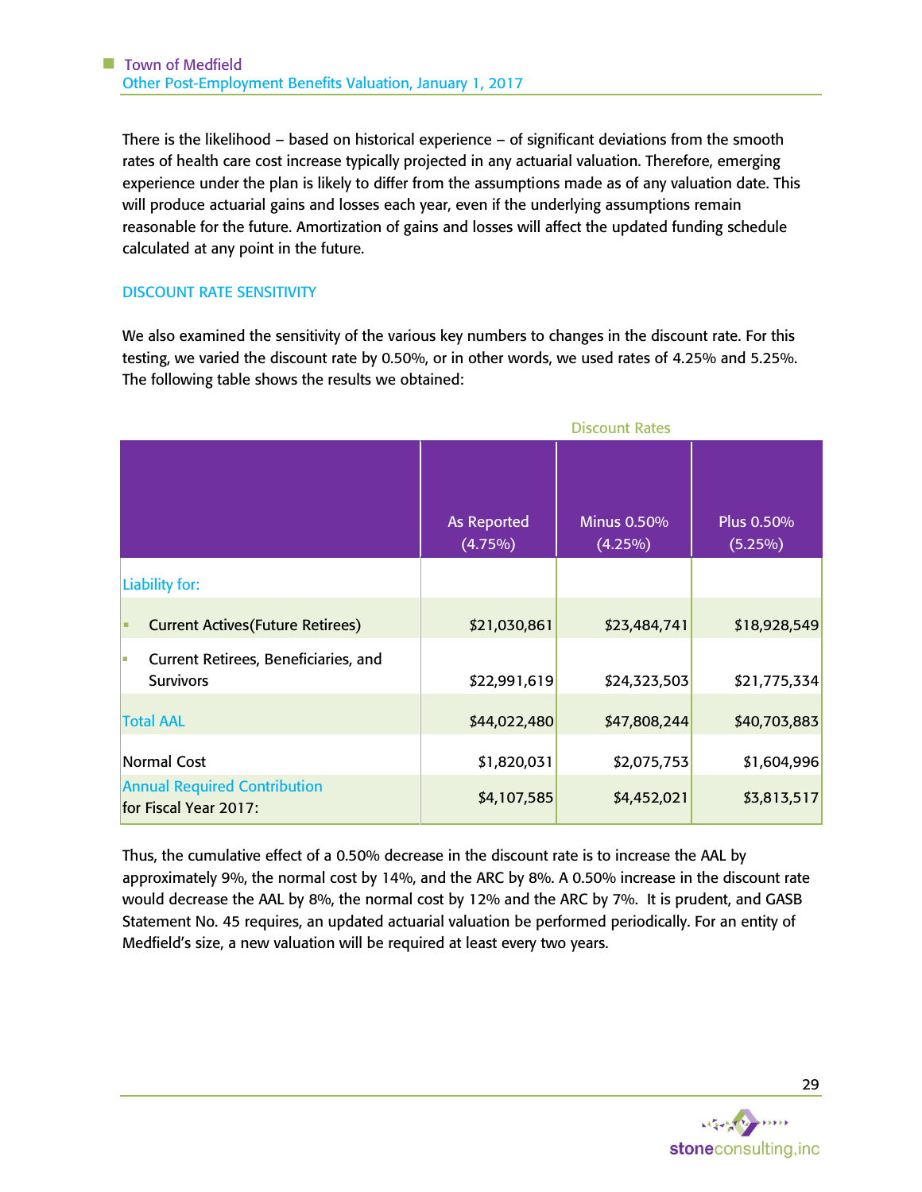There is the likelihood – based on historical experience – of significant deviations from the smooth rates of health care cost increase typically projected in any actuarial valuation. Therefore, emerging experience under the plan is likely to differ from the assumptions made as of any valuation date. This will produce actuarial gains and losses each year, even if the underlying assumptions remain reasonable for the future. Amortization of gains and losses will affect the updated funding schedule calculated at any point in the future.

## DISCOUNT RATE SENSITIVITY

We also examined the sensitivity of the various key numbers to changes in the discount rate. For this testing, we varied the discount rate by 0.50%, or in other words, we used rates of 4.25% and 5.25%. The following table shows the results we obtained:

| | Discount Rates | | |
|---|---|---|---|
| | As Reported (4.75%) | Minus 0.50% (4.25%) | Plus 0.50% (5.25%) |
| Liability for: | | | |
| ▪ Current Actives(Future Retirees) | $21,030,861 | $23,484,741 | $18,928,549 |
| ▪ Current Retirees, Beneficiaries, and Survivors | $22,991,619 | $24,323,503 | $21,775,334 |
| Total AAL | $44,022,480 | $47,808,244 | $40,703,883 |
| Normal Cost | $1,820,031 | $2,075,753 | $1,604,996 |
| Annual Required Contribution for Fiscal Year 2017: | $4,107,585 | $4,452,021 | $3,813,517 |

Thus, the cumulative effect of a 0.50% decrease in the discount rate is to increase the AAL by approximately 9%, the normal cost by 14%, and the ARC by 8%. A 0.50% increase in the discount rate would decrease the AAL by 8%, the normal cost by 12% and the ARC by 7%. It is prudent, and GASB Statement No. 45 requires, an updated actuarial valuation be performed periodically. For an entity of Medfield's size, a new valuation will be required at least every two years.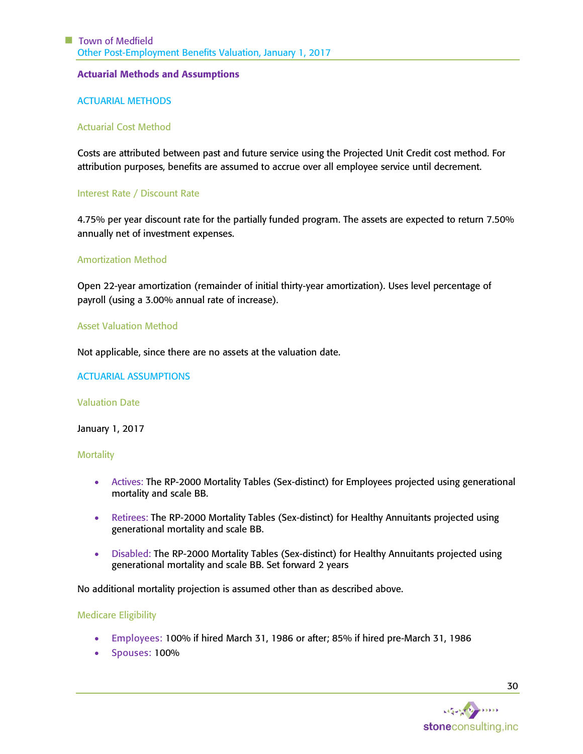## Actuarial Methods and Assumptions

### ACTUARIAL METHODS

#### Actuarial Cost Method

Costs are attributed between past and future service using the Projected Unit Credit cost method. For attribution purposes, benefits are assumed to accrue over all employee service until decrement.

#### Interest Rate / Discount Rate

4.75% per year discount rate for the partially funded program. The assets are expected to return 7.50% annually net of investment expenses.

#### Amortization Method

Open 22-year amortization (remainder of initial thirty-year amortization). Uses level percentage of payroll (using a 3.00% annual rate of increase).

#### Asset Valuation Method

Not applicable, since there are no assets at the valuation date.

### ACTUARIAL ASSUMPTIONS

#### Valuation Date

January 1, 2017

#### Mortality

- Actives: The RP-2000 Mortality Tables (Sex-distinct) for Employees projected using generational mortality and scale BB.
- Retirees: The RP-2000 Mortality Tables (Sex-distinct) for Healthy Annuitants projected using generational mortality and scale BB.
- Disabled: The RP-2000 Mortality Tables (Sex-distinct) for Healthy Annuitants projected using generational mortality and scale BB. Set forward 2 years

No additional mortality projection is assumed other than as described above.

#### Medicare Eligibility

- Employees: 100% if hired March 31, 1986 or after; 85% if hired pre-March 31, 1986
- Spouses: 100%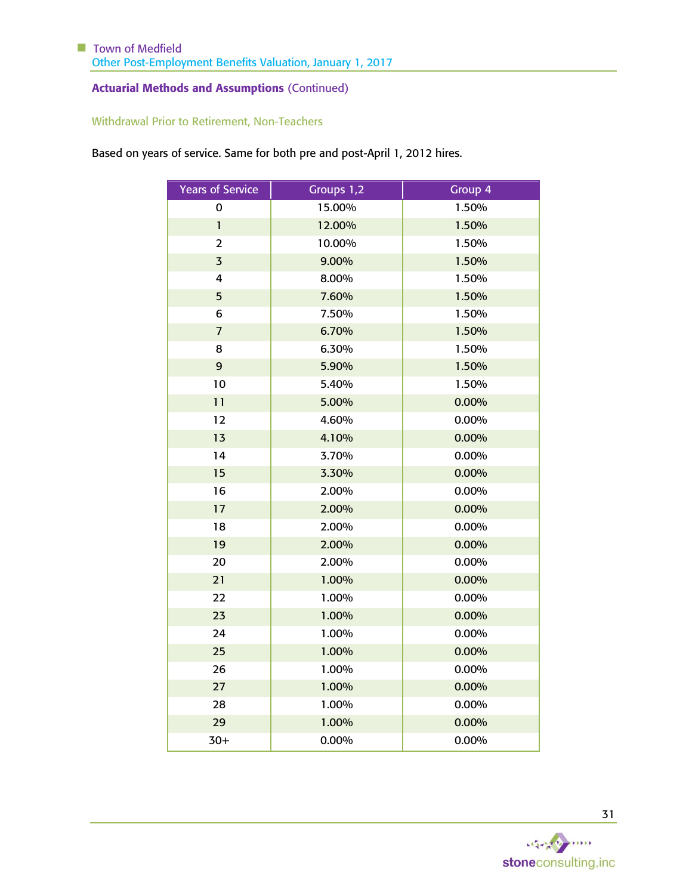## Actuarial Methods and Assumptions (Continued)

### Withdrawal Prior to Retirement, Non-Teachers

Based on years of service. Same for both pre and post-April 1, 2012 hires.

| Years of Service | Groups 1,2 | Group 4 |
|---|---|---|
| 0 | 15.00% | 1.50% |
| 1 | 12.00% | 1.50% |
| 2 | 10.00% | 1.50% |
| 3 | 9.00% | 1.50% |
| 4 | 8.00% | 1.50% |
| 5 | 7.60% | 1.50% |
| 6 | 7.50% | 1.50% |
| 7 | 6.70% | 1.50% |
| 8 | 6.30% | 1.50% |
| 9 | 5.90% | 1.50% |
| 10 | 5.40% | 1.50% |
| 11 | 5.00% | 0.00% |
| 12 | 4.60% | 0.00% |
| 13 | 4.10% | 0.00% |
| 14 | 3.70% | 0.00% |
| 15 | 3.30% | 0.00% |
| 16 | 2.00% | 0.00% |
| 17 | 2.00% | 0.00% |
| 18 | 2.00% | 0.00% |
| 19 | 2.00% | 0.00% |
| 20 | 2.00% | 0.00% |
| 21 | 1.00% | 0.00% |
| 22 | 1.00% | 0.00% |
| 23 | 1.00% | 0.00% |
| 24 | 1.00% | 0.00% |
| 25 | 1.00% | 0.00% |
| 26 | 1.00% | 0.00% |
| 27 | 1.00% | 0.00% |
| 28 | 1.00% | 0.00% |
| 29 | 1.00% | 0.00% |
| 30+ | 0.00% | 0.00% |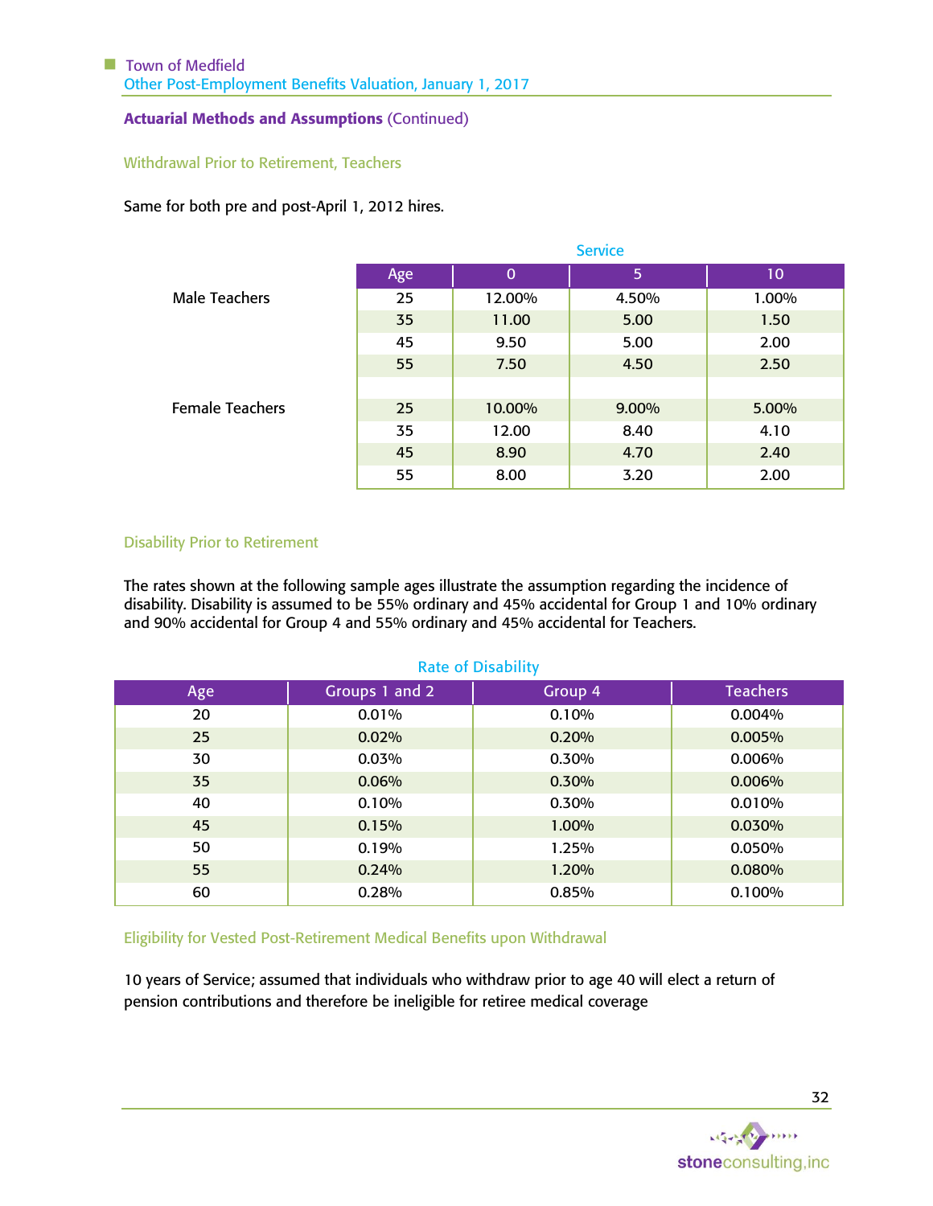**Actuarial Methods and Assumptions** (Continued)

### Withdrawal Prior to Retirement, Teachers

Same for both pre and post-April 1, 2012 hires.

| | Age | Service 0 | Service 5 | Service 10 |
|---|---|---|---|---|
| Male Teachers | 25 | 12.00% | 4.50% | 1.00% |
| | 35 | 11.00 | 5.00 | 1.50 |
| | 45 | 9.50 | 5.00 | 2.00 |
| | 55 | 7.50 | 4.50 | 2.50 |
| | | | | |
| Female Teachers | 25 | 10.00% | 9.00% | 5.00% |
| | 35 | 12.00 | 8.40 | 4.10 |
| | 45 | 8.90 | 4.70 | 2.40 |
| | 55 | 8.00 | 3.20 | 2.00 |

### Disability Prior to Retirement

The rates shown at the following sample ages illustrate the assumption regarding the incidence of disability. Disability is assumed to be 55% ordinary and 45% accidental for Group 1 and 10% ordinary and 90% accidental for Group 4 and 55% ordinary and 45% accidental for Teachers.

Rate of Disability

| Age | Groups 1 and 2 | Group 4 | Teachers |
|---|---|---|---|
| 20 | 0.01% | 0.10% | 0.004% |
| 25 | 0.02% | 0.20% | 0.005% |
| 30 | 0.03% | 0.30% | 0.006% |
| 35 | 0.06% | 0.30% | 0.006% |
| 40 | 0.10% | 0.30% | 0.010% |
| 45 | 0.15% | 1.00% | 0.030% |
| 50 | 0.19% | 1.25% | 0.050% |
| 55 | 0.24% | 1.20% | 0.080% |
| 60 | 0.28% | 0.85% | 0.100% |

### Eligibility for Vested Post-Retirement Medical Benefits upon Withdrawal

10 years of Service; assumed that individuals who withdraw prior to age 40 will elect a return of pension contributions and therefore be ineligible for retiree medical coverage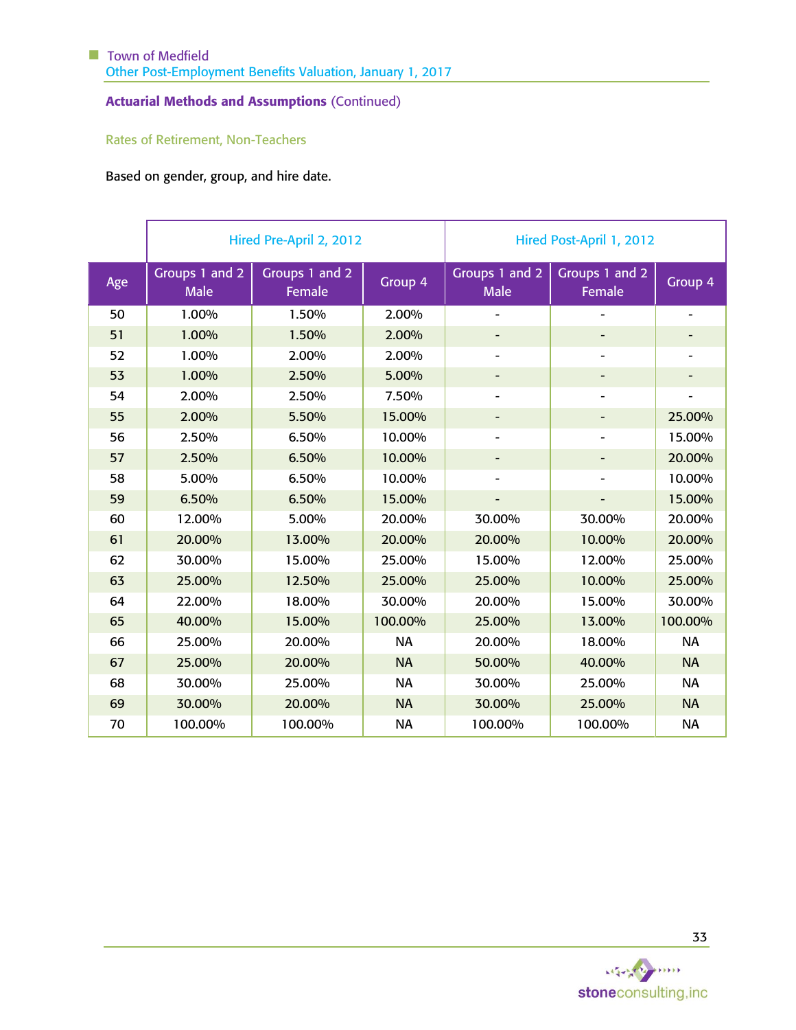## Actuarial Methods and Assumptions (Continued)

### Rates of Retirement, Non-Teachers

Based on gender, group, and hire date.

| | Hired Pre-April 2, 2012 | | | Hired Post-April 1, 2012 | | |
|---|---|---|---|---|---|---|
| Age | Groups 1 and 2 Male | Groups 1 and 2 Female | Group 4 | Groups 1 and 2 Male | Groups 1 and 2 Female | Group 4 |
| 50 | 1.00% | 1.50% | 2.00% | - | - | - |
| 51 | 1.00% | 1.50% | 2.00% | - | - | - |
| 52 | 1.00% | 2.00% | 2.00% | - | - | - |
| 53 | 1.00% | 2.50% | 5.00% | - | - | - |
| 54 | 2.00% | 2.50% | 7.50% | - | - | - |
| 55 | 2.00% | 5.50% | 15.00% | - | - | 25.00% |
| 56 | 2.50% | 6.50% | 10.00% | - | - | 15.00% |
| 57 | 2.50% | 6.50% | 10.00% | - | - | 20.00% |
| 58 | 5.00% | 6.50% | 10.00% | - | - | 10.00% |
| 59 | 6.50% | 6.50% | 15.00% | - | - | 15.00% |
| 60 | 12.00% | 5.00% | 20.00% | 30.00% | 30.00% | 20.00% |
| 61 | 20.00% | 13.00% | 20.00% | 20.00% | 10.00% | 20.00% |
| 62 | 30.00% | 15.00% | 25.00% | 15.00% | 12.00% | 25.00% |
| 63 | 25.00% | 12.50% | 25.00% | 25.00% | 10.00% | 25.00% |
| 64 | 22.00% | 18.00% | 30.00% | 20.00% | 15.00% | 30.00% |
| 65 | 40.00% | 15.00% | 100.00% | 25.00% | 13.00% | 100.00% |
| 66 | 25.00% | 20.00% | NA | 20.00% | 18.00% | NA |
| 67 | 25.00% | 20.00% | NA | 50.00% | 40.00% | NA |
| 68 | 30.00% | 25.00% | NA | 30.00% | 25.00% | NA |
| 69 | 30.00% | 20.00% | NA | 30.00% | 25.00% | NA |
| 70 | 100.00% | 100.00% | NA | 100.00% | 100.00% | NA |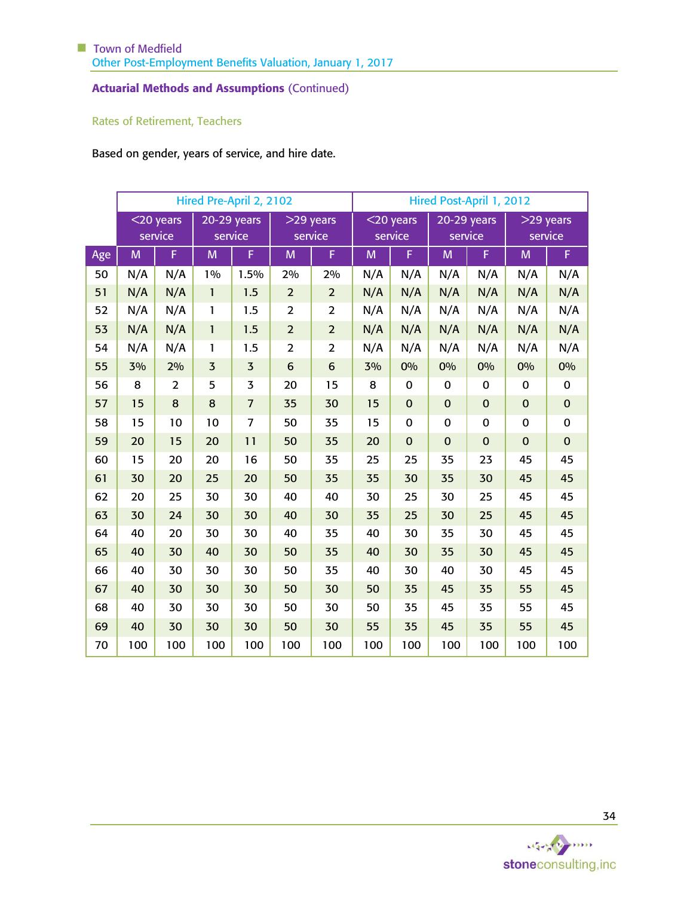**Actuarial Methods and Assumptions** (Continued)

Rates of Retirement, Teachers

Based on gender, years of service, and hire date.

| | Hired Pre-April 2, 2102 | | | | | | Hired Post-April 1, 2012 | | | | | |
|---|---|---|---|---|---|---|---|---|---|---|---|---|
| | <20 years service | | 20-29 years service | | >29 years service | | <20 years service | | 20-29 years service | | >29 years service | |
| Age | M | F | M | F | M | F | M | F | M | F | M | F |
| 50 | N/A | N/A | 1% | 1.5% | 2% | 2% | N/A | N/A | N/A | N/A | N/A | N/A |
| 51 | N/A | N/A | 1 | 1.5 | 2 | 2 | N/A | N/A | N/A | N/A | N/A | N/A |
| 52 | N/A | N/A | 1 | 1.5 | 2 | 2 | N/A | N/A | N/A | N/A | N/A | N/A |
| 53 | N/A | N/A | 1 | 1.5 | 2 | 2 | N/A | N/A | N/A | N/A | N/A | N/A |
| 54 | N/A | N/A | 1 | 1.5 | 2 | 2 | N/A | N/A | N/A | N/A | N/A | N/A |
| 55 | 3% | 2% | 3 | 3 | 6 | 6 | 3% | 0% | 0% | 0% | 0% | 0% |
| 56 | 8 | 2 | 5 | 3 | 20 | 15 | 8 | 0 | 0 | 0 | 0 | 0 |
| 57 | 15 | 8 | 8 | 7 | 35 | 30 | 15 | 0 | 0 | 0 | 0 | 0 |
| 58 | 15 | 10 | 10 | 7 | 50 | 35 | 15 | 0 | 0 | 0 | 0 | 0 |
| 59 | 20 | 15 | 20 | 11 | 50 | 35 | 20 | 0 | 0 | 0 | 0 | 0 |
| 60 | 15 | 20 | 20 | 16 | 50 | 35 | 25 | 25 | 35 | 23 | 45 | 45 |
| 61 | 30 | 20 | 25 | 20 | 50 | 35 | 35 | 30 | 35 | 30 | 45 | 45 |
| 62 | 20 | 25 | 30 | 30 | 40 | 40 | 30 | 25 | 30 | 25 | 45 | 45 |
| 63 | 30 | 24 | 30 | 30 | 40 | 30 | 35 | 25 | 30 | 25 | 45 | 45 |
| 64 | 40 | 20 | 30 | 30 | 40 | 35 | 40 | 30 | 35 | 30 | 45 | 45 |
| 65 | 40 | 30 | 40 | 30 | 50 | 35 | 40 | 30 | 35 | 30 | 45 | 45 |
| 66 | 40 | 30 | 30 | 30 | 50 | 35 | 40 | 30 | 40 | 30 | 45 | 45 |
| 67 | 40 | 30 | 30 | 30 | 50 | 30 | 50 | 35 | 45 | 35 | 55 | 45 |
| 68 | 40 | 30 | 30 | 30 | 50 | 30 | 50 | 35 | 45 | 35 | 55 | 45 |
| 69 | 40 | 30 | 30 | 30 | 50 | 30 | 55 | 35 | 45 | 35 | 55 | 45 |
| 70 | 100 | 100 | 100 | 100 | 100 | 100 | 100 | 100 | 100 | 100 | 100 | 100 |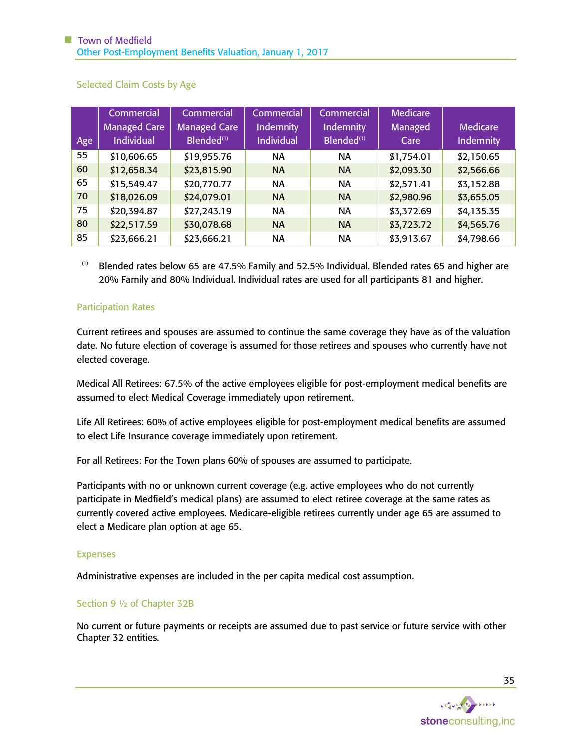### Selected Claim Costs by Age

| Age | Commercial Managed Care Individual | Commercial Managed Care Blended[1] | Commercial Indemnity Individual | Commercial Indemnity Blended[1] | Medicare Managed Care | Medicare Indemnity |
|---|---|---|---|---|---|---|
| 55 | $10,606.65 | $19,955.76 | NA | NA | $1,754.01 | $2,150.65 |
| 60 | $12,658.34 | $23,815.90 | NA | NA | $2,093.30 | $2,566.66 |
| 65 | $15,549.47 | $20,770.77 | NA | NA | $2,571.41 | $3,152.88 |
| 70 | $18,026.09 | $24,079.01 | NA | NA | $2,980.96 | $3,655.05 |
| 75 | $20,394.87 | $27,243.19 | NA | NA | $3,372.69 | $4,135.35 |
| 80 | $22,517.59 | $30,078.68 | NA | NA | $3,723.72 | $4,565.76 |
| 85 | $23,666.21 | $23,666.21 | NA | NA | $3,913.67 | $4,798.66 |

[1] Blended rates below 65 are 47.5% Family and 52.5% Individual. Blended rates 65 and higher are 20% Family and 80% Individual. Individual rates are used for all participants 81 and higher.

### Participation Rates

Current retirees and spouses are assumed to continue the same coverage they have as of the valuation date. No future election of coverage is assumed for those retirees and spouses who currently have not elected coverage.

Medical All Retirees: 67.5% of the active employees eligible for post-employment medical benefits are assumed to elect Medical Coverage immediately upon retirement.

Life All Retirees: 60% of active employees eligible for post-employment medical benefits are assumed to elect Life Insurance coverage immediately upon retirement.

For all Retirees: For the Town plans 60% of spouses are assumed to participate.

Participants with no or unknown current coverage (e.g. active employees who do not currently participate in Medfield's medical plans) are assumed to elect retiree coverage at the same rates as currently covered active employees. Medicare-eligible retirees currently under age 65 are assumed to elect a Medicare plan option at age 65.

### Expenses

Administrative expenses are included in the per capita medical cost assumption.

### Section 9 ½ of Chapter 32B

No current or future payments or receipts are assumed due to past service or future service with other Chapter 32 entities.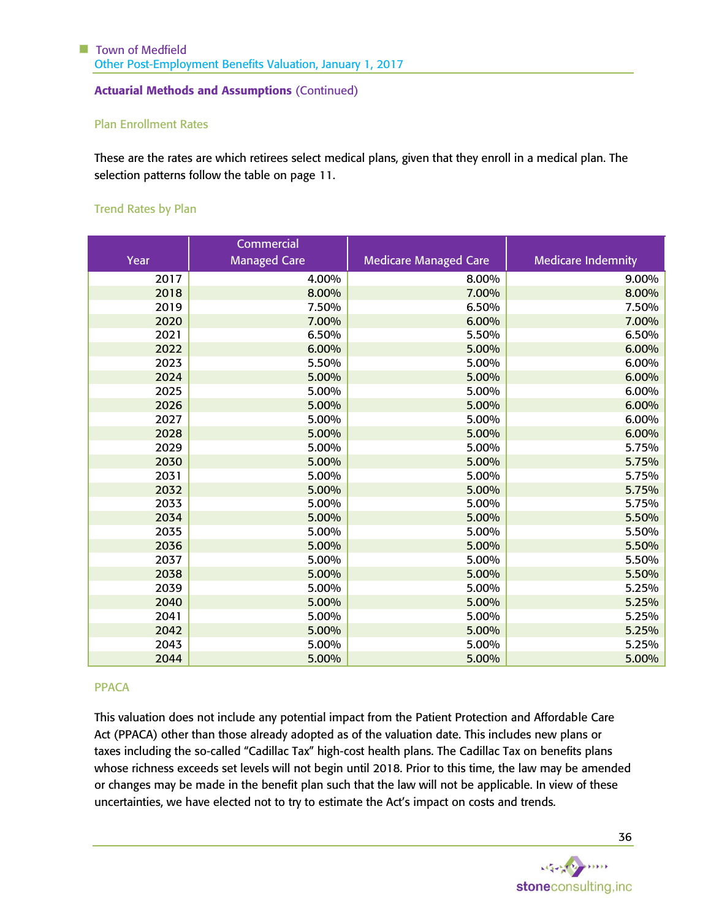## Actuarial Methods and Assumptions (Continued)

### Plan Enrollment Rates

These are the rates are which retirees select medical plans, given that they enroll in a medical plan. The selection patterns follow the table on page 11.

### Trend Rates by Plan

| Year | Commercial Managed Care | Medicare Managed Care | Medicare Indemnity |
|---|---|---|---|
| 2017 | 4.00% | 8.00% | 9.00% |
| 2018 | 8.00% | 7.00% | 8.00% |
| 2019 | 7.50% | 6.50% | 7.50% |
| 2020 | 7.00% | 6.00% | 7.00% |
| 2021 | 6.50% | 5.50% | 6.50% |
| 2022 | 6.00% | 5.00% | 6.00% |
| 2023 | 5.50% | 5.00% | 6.00% |
| 2024 | 5.00% | 5.00% | 6.00% |
| 2025 | 5.00% | 5.00% | 6.00% |
| 2026 | 5.00% | 5.00% | 6.00% |
| 2027 | 5.00% | 5.00% | 6.00% |
| 2028 | 5.00% | 5.00% | 6.00% |
| 2029 | 5.00% | 5.00% | 5.75% |
| 2030 | 5.00% | 5.00% | 5.75% |
| 2031 | 5.00% | 5.00% | 5.75% |
| 2032 | 5.00% | 5.00% | 5.75% |
| 2033 | 5.00% | 5.00% | 5.75% |
| 2034 | 5.00% | 5.00% | 5.50% |
| 2035 | 5.00% | 5.00% | 5.50% |
| 2036 | 5.00% | 5.00% | 5.50% |
| 2037 | 5.00% | 5.00% | 5.50% |
| 2038 | 5.00% | 5.00% | 5.50% |
| 2039 | 5.00% | 5.00% | 5.25% |
| 2040 | 5.00% | 5.00% | 5.25% |
| 2041 | 5.00% | 5.00% | 5.25% |
| 2042 | 5.00% | 5.00% | 5.25% |
| 2043 | 5.00% | 5.00% | 5.25% |
| 2044 | 5.00% | 5.00% | 5.00% |

### PPACA

This valuation does not include any potential impact from the Patient Protection and Affordable Care Act (PPACA) other than those already adopted as of the valuation date. This includes new plans or taxes including the so-called "Cadillac Tax" high-cost health plans. The Cadillac Tax on benefits plans whose richness exceeds set levels will not begin until 2018. Prior to this time, the law may be amended or changes may be made in the benefit plan such that the law will not be applicable. In view of these uncertainties, we have elected not to try to estimate the Act's impact on costs and trends.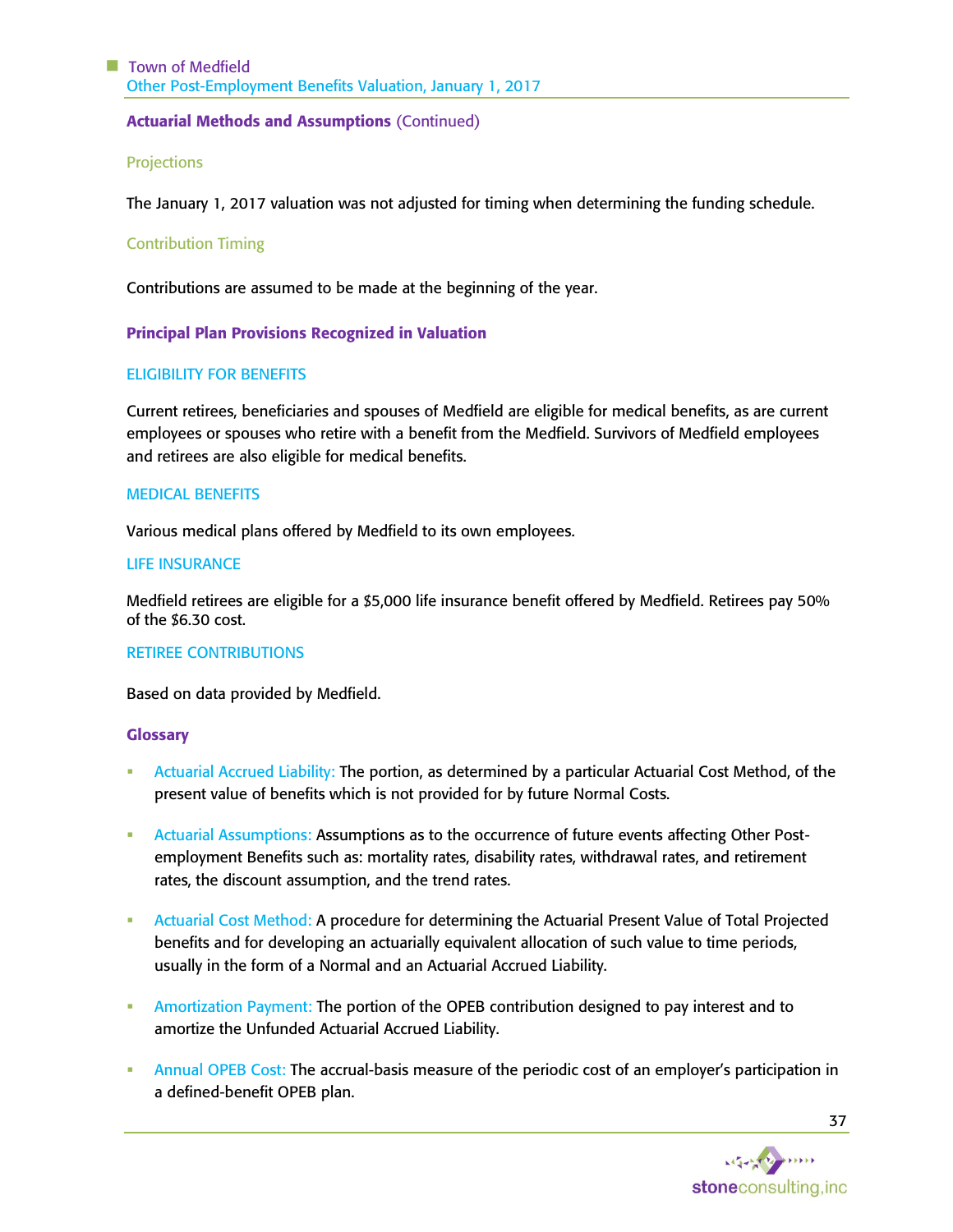**Actuarial Methods and Assumptions** (Continued)

### Projections

The January 1, 2017 valuation was not adjusted for timing when determining the funding schedule.

### Contribution Timing

Contributions are assumed to be made at the beginning of the year.

## Principal Plan Provisions Recognized in Valuation

### ELIGIBILITY FOR BENEFITS

Current retirees, beneficiaries and spouses of Medfield are eligible for medical benefits, as are current employees or spouses who retire with a benefit from the Medfield. Survivors of Medfield employees and retirees are also eligible for medical benefits.

### MEDICAL BENEFITS

Various medical plans offered by Medfield to its own employees.

### LIFE INSURANCE

Medfield retirees are eligible for a $5,000 life insurance benefit offered by Medfield. Retirees pay 50% of the $6.30 cost.

### RETIREE CONTRIBUTIONS

Based on data provided by Medfield.

## Glossary

- Actuarial Accrued Liability: The portion, as determined by a particular Actuarial Cost Method, of the present value of benefits which is not provided for by future Normal Costs.
- Actuarial Assumptions: Assumptions as to the occurrence of future events affecting Other Post-employment Benefits such as: mortality rates, disability rates, withdrawal rates, and retirement rates, the discount assumption, and the trend rates.
- Actuarial Cost Method: A procedure for determining the Actuarial Present Value of Total Projected benefits and for developing an actuarially equivalent allocation of such value to time periods, usually in the form of a Normal and an Actuarial Accrued Liability.
- Amortization Payment: The portion of the OPEB contribution designed to pay interest and to amortize the Unfunded Actuarial Accrued Liability.
- Annual OPEB Cost: The accrual-basis measure of the periodic cost of an employer's participation in a defined-benefit OPEB plan.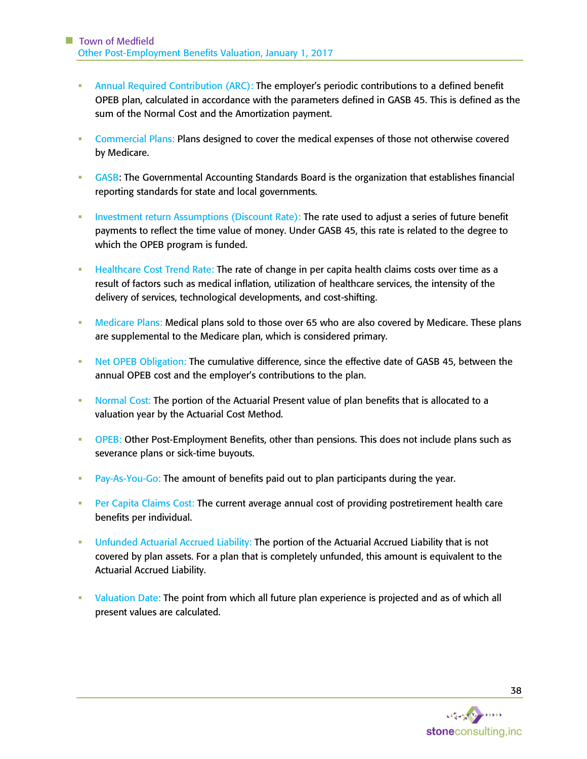- **Annual Required Contribution (ARC):** The employer's periodic contributions to a defined benefit OPEB plan, calculated in accordance with the parameters defined in GASB 45. This is defined as the sum of the Normal Cost and the Amortization payment.

- **Commercial Plans:** Plans designed to cover the medical expenses of those not otherwise covered by Medicare.

- **GASB:** The Governmental Accounting Standards Board is the organization that establishes financial reporting standards for state and local governments.

- **Investment return Assumptions (Discount Rate):** The rate used to adjust a series of future benefit payments to reflect the time value of money. Under GASB 45, this rate is related to the degree to which the OPEB program is funded.

- **Healthcare Cost Trend Rate:** The rate of change in per capita health claims costs over time as a result of factors such as medical inflation, utilization of healthcare services, the intensity of the delivery of services, technological developments, and cost-shifting.

- **Medicare Plans:** Medical plans sold to those over 65 who are also covered by Medicare. These plans are supplemental to the Medicare plan, which is considered primary.

- **Net OPEB Obligation:** The cumulative difference, since the effective date of GASB 45, between the annual OPEB cost and the employer's contributions to the plan.

- **Normal Cost:** The portion of the Actuarial Present value of plan benefits that is allocated to a valuation year by the Actuarial Cost Method.

- **OPEB:** Other Post-Employment Benefits, other than pensions. This does not include plans such as severance plans or sick-time buyouts.

- **Pay-As-You-Go:** The amount of benefits paid out to plan participants during the year.

- **Per Capita Claims Cost:** The current average annual cost of providing postretirement health care benefits per individual.

- **Unfunded Actuarial Accrued Liability:** The portion of the Actuarial Accrued Liability that is not covered by plan assets. For a plan that is completely unfunded, this amount is equivalent to the Actuarial Accrued Liability.

- **Valuation Date:** The point from which all future plan experience is projected and as of which all present values are calculated.